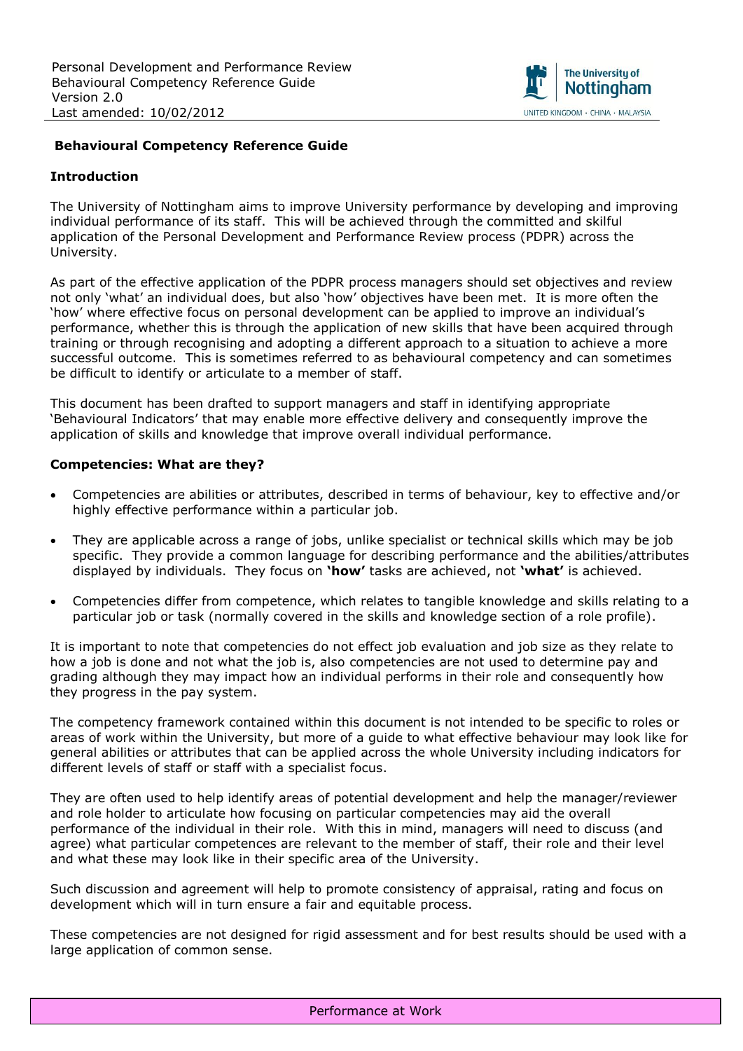# Behavioural Competency Reference Guide

## Introduction

The University of Nottingham aims to improve University performance by developing and improving individual performance of its staff. This will be achieved through the committed and skilful application of the Personal Development and Performance Review process (PDPR) across the University.

As part of the effective application of the PDPR process managers should set objectives and review not only 'what' an individual does, but also 'how' objectives have been met. It is more often the 'how' where effective focus on personal development can be applied to improve an individual's performance, whether this is through the application of new skills that have been acquired through training or through recognising and adopting a different approach to a situation to achieve a more successful outcome. This is sometimes referred to as behavioural competency and can sometimes be difficult to identify or articulate to a member of staff.

This document has been drafted to support managers and staff in identifying appropriate 'Behavioural Indicators' that may enable more effective delivery and consequently improve the application of skills and knowledge that improve overall individual performance.

## Competencies: What are they?

- Competencies are abilities or attributes, described in terms of behaviour, key to effective and/or highly effective performance within a particular job.
- They are applicable across a range of jobs, unlike specialist or technical skills which may be job specific. They provide a common language for describing performance and the abilities/attributes displayed by individuals. They focus on **'how'** tasks are achieved, not **'what'** is achieved.
- Competencies differ from competence, which relates to tangible knowledge and skills relating to a particular job or task (normally covered in the skills and knowledge section of a role profile).

It is important to note that competencies do not effect job evaluation and job size as they relate to how a job is done and not what the job is, also competencies are not used to determine pay and grading although they may impact how an individual performs in their role and consequently how they progress in the pay system.

The competency framework contained within this document is not intended to be specific to roles or areas of work within the University, but more of a guide to what effective behaviour may look like for general abilities or attributes that can be applied across the whole University including indicators for different levels of staff or staff with a specialist focus.

They are often used to help identify areas of potential development and help the manager/reviewer and role holder to articulate how focusing on particular competencies may aid the overall performance of the individual in their role. With this in mind, managers will need to discuss (and agree) what particular competences are relevant to the member of staff, their role and their level and what these may look like in their specific area of the University.

Such discussion and agreement will help to promote consistency of appraisal, rating and focus on development which will in turn ensure a fair and equitable process.

These competencies are not designed for rigid assessment and for best results should be used with a large application of common sense.

Performance at Work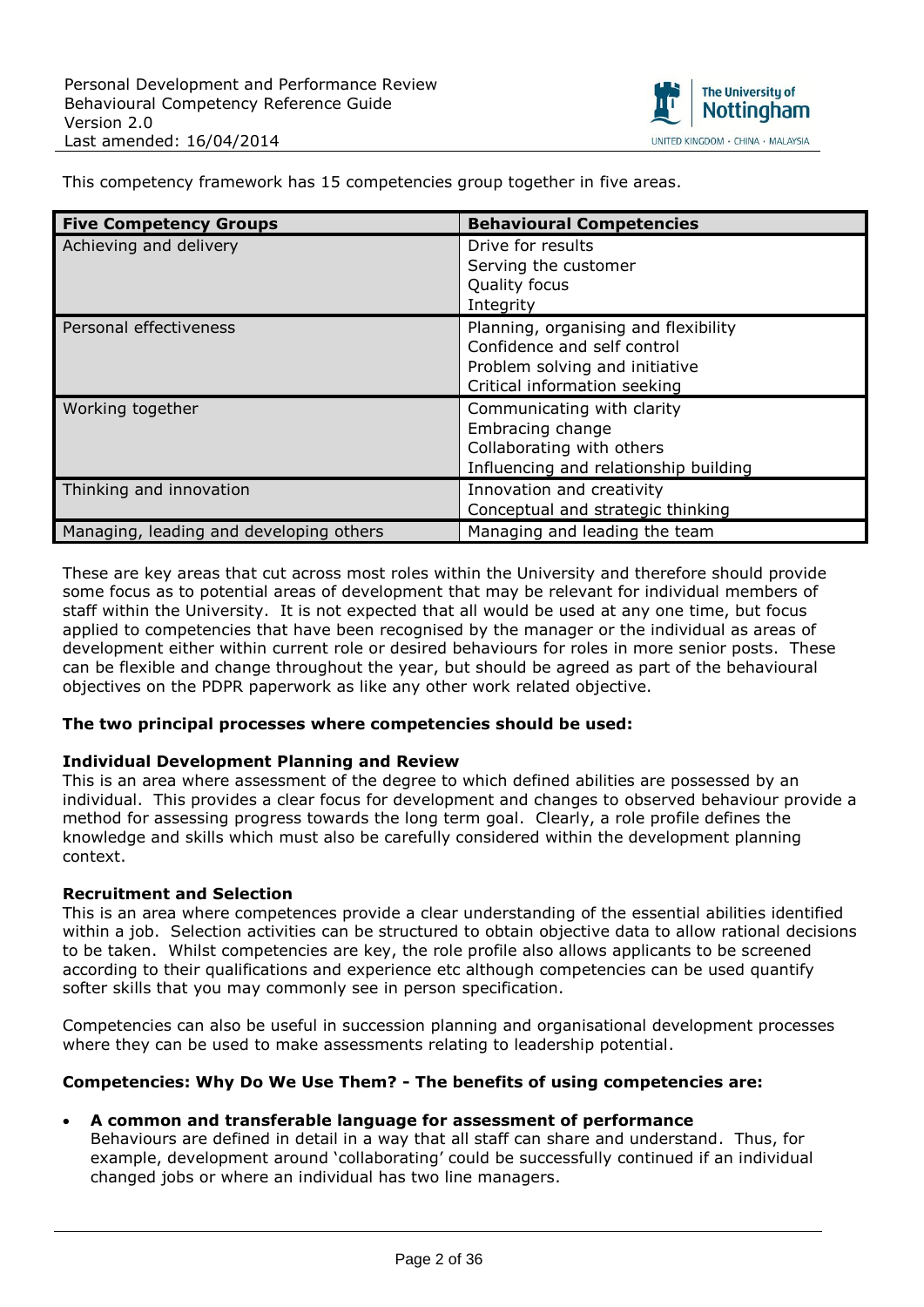This competency framework has 15 competencies group together in five areas.

| Five Competency Groups | Behavioural Competencies |
|---|---|
| Achieving and delivery | Drive for results<br>Serving the customer<br>Quality focus<br>Integrity |
| Personal effectiveness | Planning, organising and flexibility<br>Confidence and self control<br>Problem solving and initiative<br>Critical information seeking |
| Working together | Communicating with clarity<br>Embracing change<br>Collaborating with others<br>Influencing and relationship building |
| Thinking and innovation | Innovation and creativity<br>Conceptual and strategic thinking |
| Managing, leading and developing others | Managing and leading the team |

These are key areas that cut across most roles within the University and therefore should provide some focus as to potential areas of development that may be relevant for individual members of staff within the University. It is not expected that all would be used at any one time, but focus applied to competencies that have been recognised by the manager or the individual as areas of development either within current role or desired behaviours for roles in more senior posts. These can be flexible and change throughout the year, but should be agreed as part of the behavioural objectives on the PDPR paperwork as like any other work related objective.

**The two principal processes where competencies should be used:**

**Individual Development Planning and Review**
This is an area where assessment of the degree to which defined abilities are possessed by an individual. This provides a clear focus for development and changes to observed behaviour provide a method for assessing progress towards the long term goal. Clearly, a role profile defines the knowledge and skills which must also be carefully considered within the development planning context.

**Recruitment and Selection**
This is an area where competences provide a clear understanding of the essential abilities identified within a job. Selection activities can be structured to obtain objective data to allow rational decisions to be taken. Whilst competencies are key, the role profile also allows applicants to be screened according to their qualifications and experience etc although competencies can be used quantify softer skills that you may commonly see in person specification.

Competencies can also be useful in succession planning and organisational development processes where they can be used to make assessments relating to leadership potential.

**Competencies: Why Do We Use Them? - The benefits of using competencies are:**

- **A common and transferable language for assessment of performance**
  Behaviours are defined in detail in a way that all staff can share and understand. Thus, for example, development around 'collaborating' could be successfully continued if an individual changed jobs or where an individual has two line managers.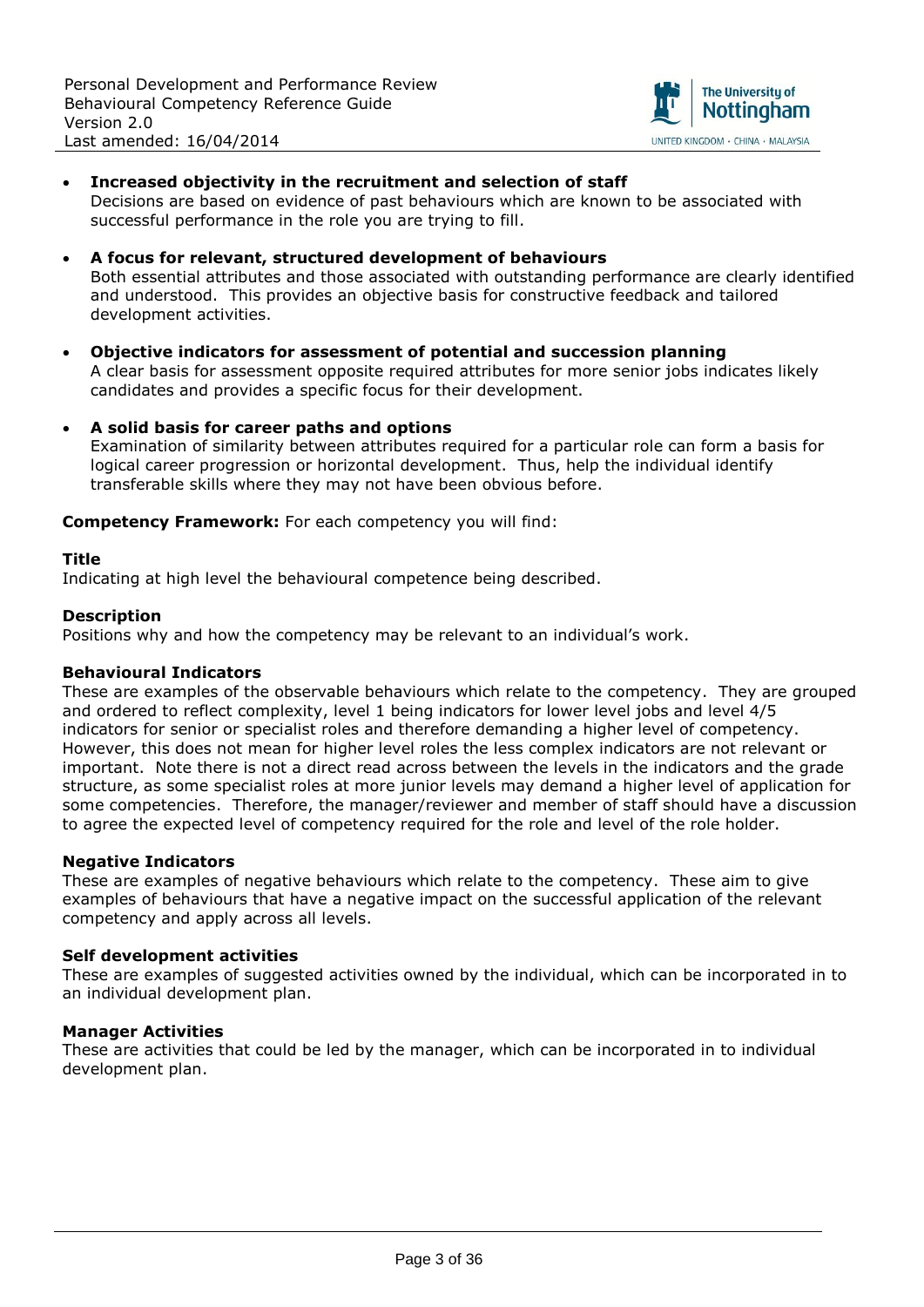- **Increased objectivity in the recruitment and selection of staff**
  Decisions are based on evidence of past behaviours which are known to be associated with successful performance in the role you are trying to fill.

- **A focus for relevant, structured development of behaviours**
  Both essential attributes and those associated with outstanding performance are clearly identified and understood. This provides an objective basis for constructive feedback and tailored development activities.

- **Objective indicators for assessment of potential and succession planning**
  A clear basis for assessment opposite required attributes for more senior jobs indicates likely candidates and provides a specific focus for their development.

- **A solid basis for career paths and options**
  Examination of similarity between attributes required for a particular role can form a basis for logical career progression or horizontal development. Thus, help the individual identify transferable skills where they may not have been obvious before.

**Competency Framework:** For each competency you will find:

**Title**
Indicating at high level the behavioural competence being described.

**Description**
Positions why and how the competency may be relevant to an individual's work.

**Behavioural Indicators**
These are examples of the observable behaviours which relate to the competency. They are grouped and ordered to reflect complexity, level 1 being indicators for lower level jobs and level 4/5 indicators for senior or specialist roles and therefore demanding a higher level of competency. However, this does not mean for higher level roles the less complex indicators are not relevant or important. Note there is not a direct read across between the levels in the indicators and the grade structure, as some specialist roles at more junior levels may demand a higher level of application for some competencies. Therefore, the manager/reviewer and member of staff should have a discussion to agree the expected level of competency required for the role and level of the role holder.

**Negative Indicators**
These are examples of negative behaviours which relate to the competency. These aim to give examples of behaviours that have a negative impact on the successful application of the relevant competency and apply across all levels.

**Self development activities**
These are examples of suggested activities owned by the individual, which can be incorporated in to an individual development plan.

**Manager Activities**
These are activities that could be led by the manager, which can be incorporated in to individual development plan.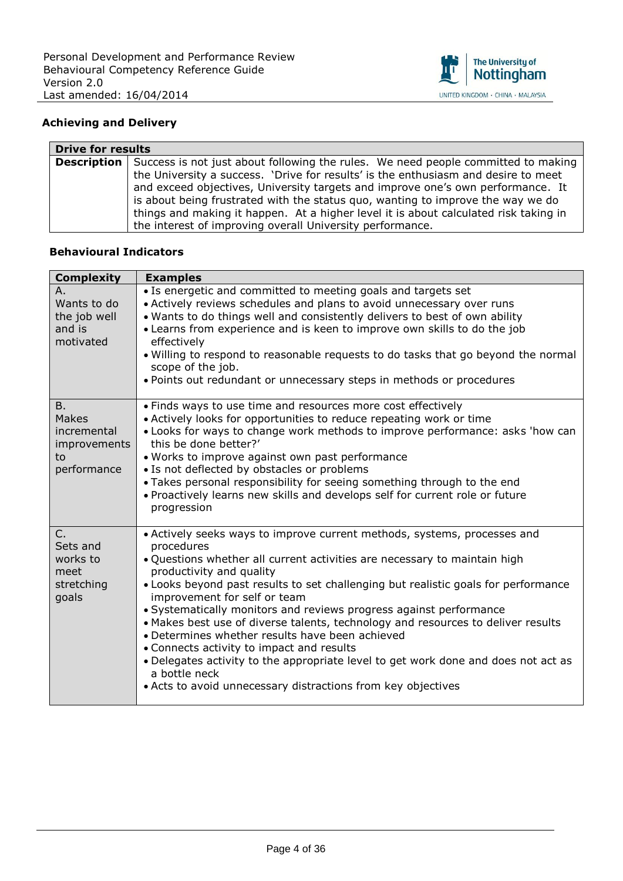## Achieving and Delivery

| Drive for results | |
|---|---|
| **Description** | Success is not just about following the rules. We need people committed to making the University a success. 'Drive for results' is the enthusiasm and desire to meet and exceed objectives, University targets and improve one's own performance. It is about being frustrated with the status quo, wanting to improve the way we do things and making it happen. At a higher level it is about calculated risk taking in the interest of improving overall University performance. |

### Behavioural Indicators

| Complexity | Examples |
|---|---|
| A. Wants to do the job well and is motivated | • Is energetic and committed to meeting goals and targets set<br>• Actively reviews schedules and plans to avoid unnecessary over runs<br>• Wants to do things well and consistently delivers to best of own ability<br>• Learns from experience and is keen to improve own skills to do the job effectively<br>• Willing to respond to reasonable requests to do tasks that go beyond the normal scope of the job.<br>• Points out redundant or unnecessary steps in methods or procedures |
| B. Makes incremental improvements to performance | • Finds ways to use time and resources more cost effectively<br>• Actively looks for opportunities to reduce repeating work or time<br>• Looks for ways to change work methods to improve performance: asks 'how can this be done better?'<br>• Works to improve against own past performance<br>• Is not deflected by obstacles or problems<br>• Takes personal responsibility for seeing something through to the end<br>• Proactively learns new skills and develops self for current role or future progression |
| C. Sets and works to meet stretching goals | • Actively seeks ways to improve current methods, systems, processes and procedures<br>• Questions whether all current activities are necessary to maintain high productivity and quality<br>• Looks beyond past results to set challenging but realistic goals for performance improvement for self or team<br>• Systematically monitors and reviews progress against performance<br>• Makes best use of diverse talents, technology and resources to deliver results<br>• Determines whether results have been achieved<br>• Connects activity to impact and results<br>• Delegates activity to the appropriate level to get work done and does not act as a bottle neck<br>• Acts to avoid unnecessary distractions from key objectives |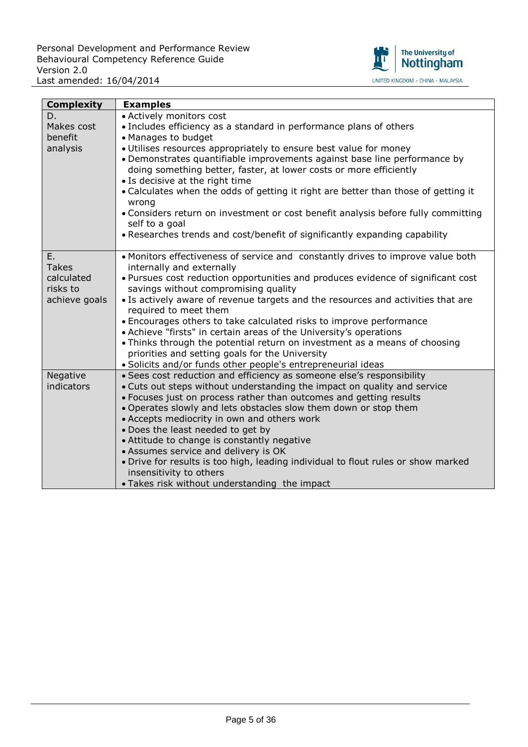| Complexity | Examples |
|---|---|
| D.<br>Makes cost benefit analysis | • Actively monitors cost<br>• Includes efficiency as a standard in performance plans of others<br>• Manages to budget<br>• Utilises resources appropriately to ensure best value for money<br>• Demonstrates quantifiable improvements against base line performance by doing something better, faster, at lower costs or more efficiently<br>• Is decisive at the right time<br>• Calculates when the odds of getting it right are better than those of getting it wrong<br>• Considers return on investment or cost benefit analysis before fully committing self to a goal<br>• Researches trends and cost/benefit of significantly expanding capability |
| E.<br>Takes calculated risks to achieve goals | • Monitors effectiveness of service and constantly drives to improve value both internally and externally<br>• Pursues cost reduction opportunities and produces evidence of significant cost savings without compromising quality<br>• Is actively aware of revenue targets and the resources and activities that are required to meet them<br>• Encourages others to take calculated risks to improve performance<br>• Achieve "firsts" in certain areas of the University's operations<br>• Thinks through the potential return on investment as a means of choosing priorities and setting goals for the University<br>• Solicits and/or funds other people's entrepreneurial ideas |
| Negative indicators | • Sees cost reduction and efficiency as someone else's responsibility<br>• Cuts out steps without understanding the impact on quality and service<br>• Focuses just on process rather than outcomes and getting results<br>• Operates slowly and lets obstacles slow them down or stop them<br>• Accepts mediocrity in own and others work<br>• Does the least needed to get by<br>• Attitude to change is constantly negative<br>• Assumes service and delivery is OK<br>• Drive for results is too high, leading individual to flout rules or show marked insensitivity to others<br>• Takes risk without understanding the impact |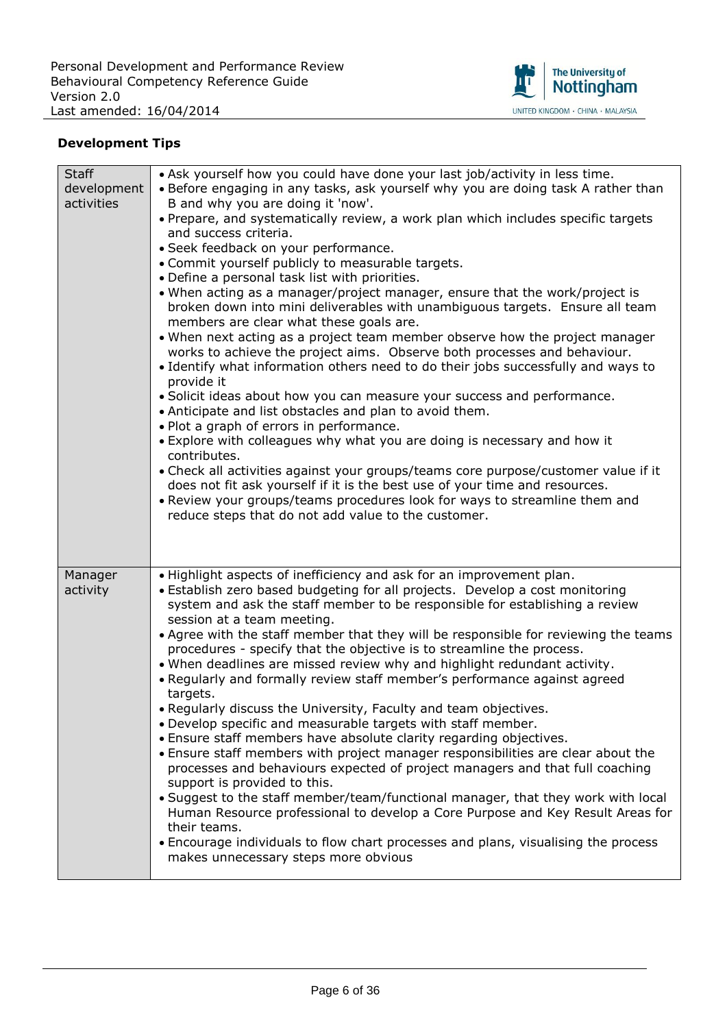**Development Tips**

| | |
|---|---|
| Staff development activities | • Ask yourself how you could have done your last job/activity in less time.<br>• Before engaging in any tasks, ask yourself why you are doing task A rather than B and why you are doing it 'now'.<br>• Prepare, and systematically review, a work plan which includes specific targets and success criteria.<br>• Seek feedback on your performance.<br>• Commit yourself publicly to measurable targets.<br>• Define a personal task list with priorities.<br>• When acting as a manager/project manager, ensure that the work/project is broken down into mini deliverables with unambiguous targets. Ensure all team members are clear what these goals are.<br>• When next acting as a project team member observe how the project manager works to achieve the project aims. Observe both processes and behaviour.<br>• Identify what information others need to do their jobs successfully and ways to provide it<br>• Solicit ideas about how you can measure your success and performance.<br>• Anticipate and list obstacles and plan to avoid them.<br>• Plot a graph of errors in performance.<br>• Explore with colleagues why what you are doing is necessary and how it contributes.<br>• Check all activities against your groups/teams core purpose/customer value if it does not fit ask yourself if it is the best use of your time and resources.<br>• Review your groups/teams procedures look for ways to streamline them and reduce steps that do not add value to the customer. |
| Manager activity | • Highlight aspects of inefficiency and ask for an improvement plan.<br>• Establish zero based budgeting for all projects. Develop a cost monitoring system and ask the staff member to be responsible for establishing a review session at a team meeting.<br>• Agree with the staff member that they will be responsible for reviewing the teams procedures - specify that the objective is to streamline the process.<br>• When deadlines are missed review why and highlight redundant activity.<br>• Regularly and formally review staff member's performance against agreed targets.<br>• Regularly discuss the University, Faculty and team objectives.<br>• Develop specific and measurable targets with staff member.<br>• Ensure staff members have absolute clarity regarding objectives.<br>• Ensure staff members with project manager responsibilities are clear about the processes and behaviours expected of project managers and that full coaching support is provided to this.<br>• Suggest to the staff member/team/functional manager, that they work with local Human Resource professional to develop a Core Purpose and Key Result Areas for their teams.<br>• Encourage individuals to flow chart processes and plans, visualising the process makes unnecessary steps more obvious |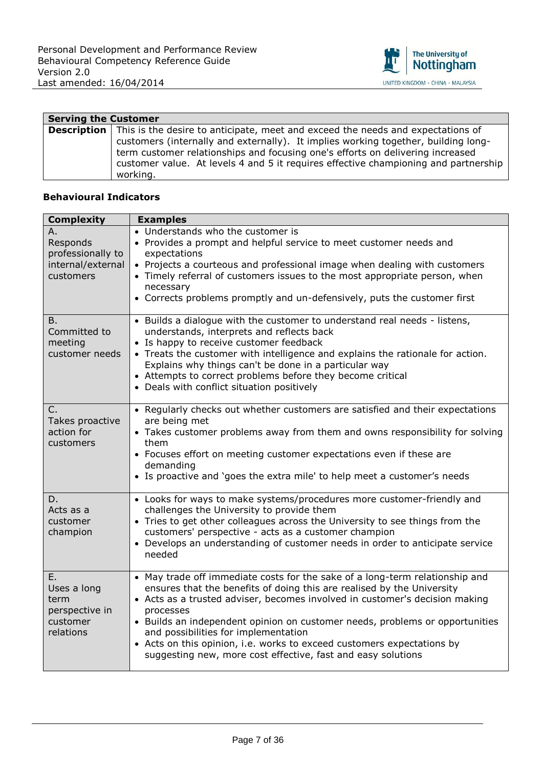| Serving the Customer | |
|---|---|
| **Description** | This is the desire to anticipate, meet and exceed the needs and expectations of customers (internally and externally). It implies working together, building long-term customer relationships and focusing one's efforts on delivering increased customer value. At levels 4 and 5 it requires effective championing and partnership working. |

**Behavioural Indicators**

| Complexity | Examples |
|---|---|
| A. Responds professionally to internal/external customers | • Understands who the customer is<br>• Provides a prompt and helpful service to meet customer needs and expectations<br>• Projects a courteous and professional image when dealing with customers<br>• Timely referral of customers issues to the most appropriate person, when necessary<br>• Corrects problems promptly and un-defensively, puts the customer first |
| B. Committed to meeting customer needs | • Builds a dialogue with the customer to understand real needs - listens, understands, interprets and reflects back<br>• Is happy to receive customer feedback<br>• Treats the customer with intelligence and explains the rationale for action. Explains why things can't be done in a particular way<br>• Attempts to correct problems before they become critical<br>• Deals with conflict situation positively |
| C. Takes proactive action for customers | • Regularly checks out whether customers are satisfied and their expectations are being met<br>• Takes customer problems away from them and owns responsibility for solving them<br>• Focuses effort on meeting customer expectations even if these are demanding<br>• Is proactive and 'goes the extra mile' to help meet a customer's needs |
| D. Acts as a customer champion | • Looks for ways to make systems/procedures more customer-friendly and challenges the University to provide them<br>• Tries to get other colleagues across the University to see things from the customers' perspective - acts as a customer champion<br>• Develops an understanding of customer needs in order to anticipate service needed |
| E. Uses a long term perspective in customer relations | • May trade off immediate costs for the sake of a long-term relationship and ensures that the benefits of doing this are realised by the University<br>• Acts as a trusted adviser, becomes involved in customer's decision making processes<br>• Builds an independent opinion on customer needs, problems or opportunities and possibilities for implementation<br>• Acts on this opinion, i.e. works to exceed customers expectations by suggesting new, more cost effective, fast and easy solutions |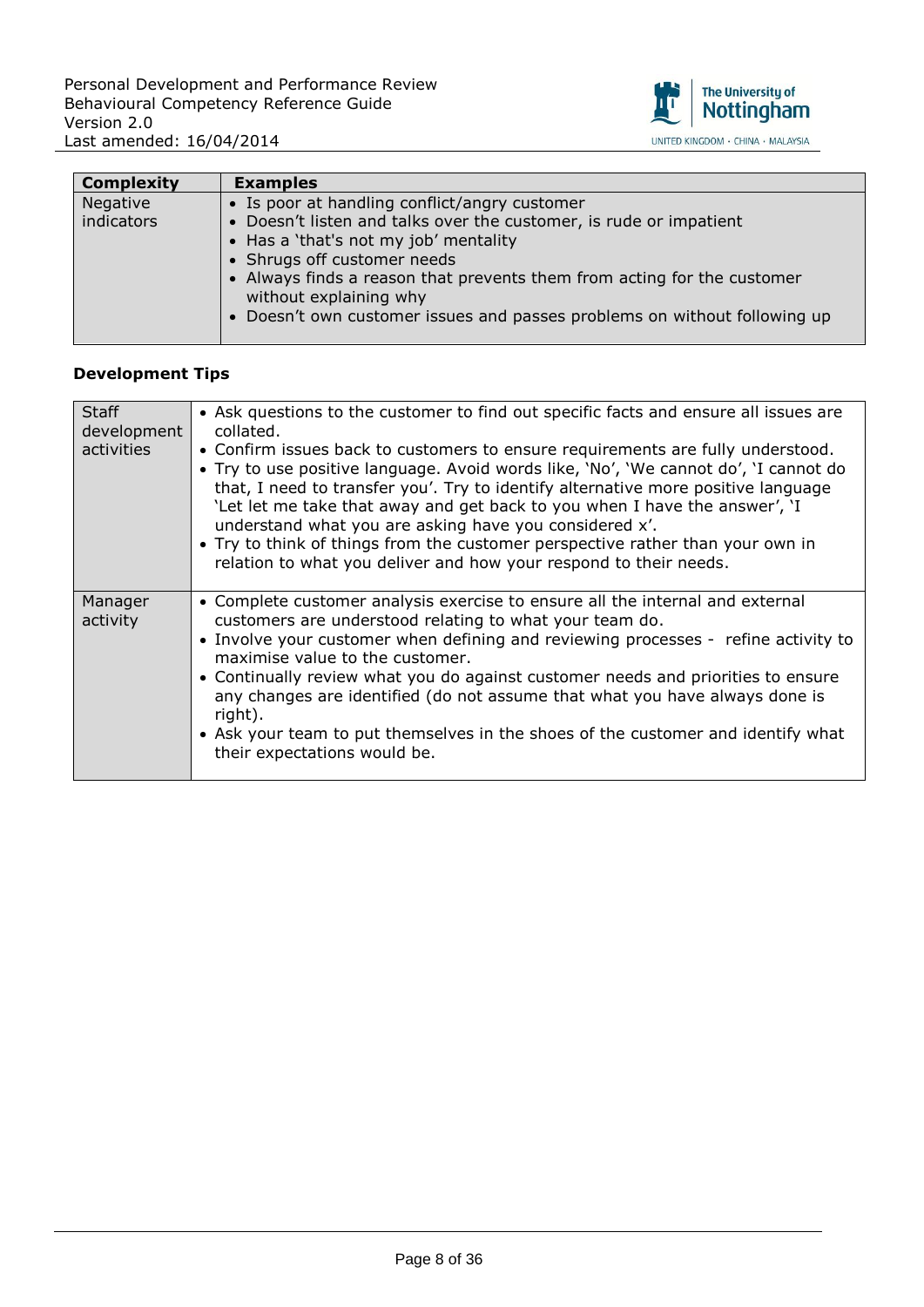| Complexity | Examples |
|---|---|
| Negative indicators | • Is poor at handling conflict/angry customer<br>• Doesn't listen and talks over the customer, is rude or impatient<br>• Has a 'that's not my job' mentality<br>• Shrugs off customer needs<br>• Always finds a reason that prevents them from acting for the customer without explaining why<br>• Doesn't own customer issues and passes problems on without following up |

**Development Tips**

| | |
|---|---|
| Staff development activities | • Ask questions to the customer to find out specific facts and ensure all issues are collated.<br>• Confirm issues back to customers to ensure requirements are fully understood.<br>• Try to use positive language. Avoid words like, 'No', 'We cannot do', 'I cannot do that, I need to transfer you'. Try to identify alternative more positive language 'Let let me take that away and get back to you when I have the answer', 'I understand what you are asking have you considered x'.<br>• Try to think of things from the customer perspective rather than your own in relation to what you deliver and how your respond to their needs. |
| Manager activity | • Complete customer analysis exercise to ensure all the internal and external customers are understood relating to what your team do.<br>• Involve your customer when defining and reviewing processes - refine activity to maximise value to the customer.<br>• Continually review what you do against customer needs and priorities to ensure any changes are identified (do not assume that what you have always done is right).<br>• Ask your team to put themselves in the shoes of the customer and identify what their expectations would be. |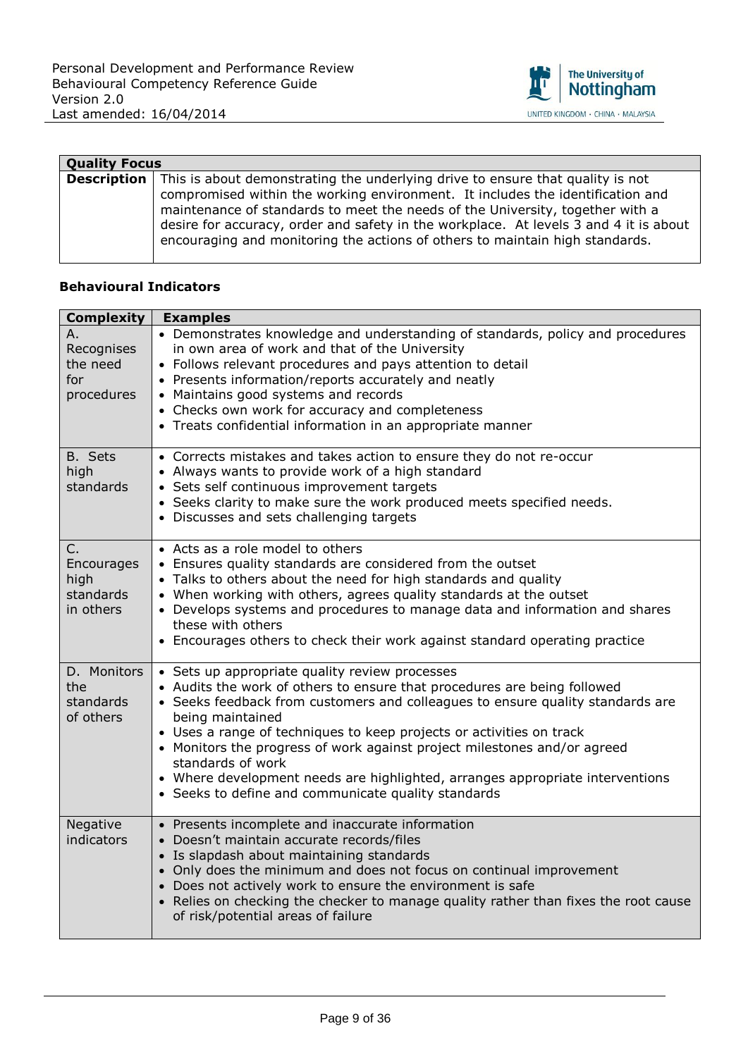| Quality Focus | |
|---|---|
| **Description** | This is about demonstrating the underlying drive to ensure that quality is not compromised within the working environment. It includes the identification and maintenance of standards to meet the needs of the University, together with a desire for accuracy, order and safety in the workplace. At levels 3 and 4 it is about encouraging and monitoring the actions of others to maintain high standards. |

**Behavioural Indicators**

| Complexity | Examples |
|---|---|
| A. Recognises the need for procedures | • Demonstrates knowledge and understanding of standards, policy and procedures in own area of work and that of the University<br>• Follows relevant procedures and pays attention to detail<br>• Presents information/reports accurately and neatly<br>• Maintains good systems and records<br>• Checks own work for accuracy and completeness<br>• Treats confidential information in an appropriate manner |
| B. Sets high standards | • Corrects mistakes and takes action to ensure they do not re-occur<br>• Always wants to provide work of a high standard<br>• Sets self continuous improvement targets<br>• Seeks clarity to make sure the work produced meets specified needs.<br>• Discusses and sets challenging targets |
| C. Encourages high standards in others | • Acts as a role model to others<br>• Ensures quality standards are considered from the outset<br>• Talks to others about the need for high standards and quality<br>• When working with others, agrees quality standards at the outset<br>• Develops systems and procedures to manage data and information and shares these with others<br>• Encourages others to check their work against standard operating practice |
| D. Monitors the standards of others | • Sets up appropriate quality review processes<br>• Audits the work of others to ensure that procedures are being followed<br>• Seeks feedback from customers and colleagues to ensure quality standards are being maintained<br>• Uses a range of techniques to keep projects or activities on track<br>• Monitors the progress of work against project milestones and/or agreed standards of work<br>• Where development needs are highlighted, arranges appropriate interventions<br>• Seeks to define and communicate quality standards |
| Negative indicators | • Presents incomplete and inaccurate information<br>• Doesn't maintain accurate records/files<br>• Is slapdash about maintaining standards<br>• Only does the minimum and does not focus on continual improvement<br>• Does not actively work to ensure the environment is safe<br>• Relies on checking the checker to manage quality rather than fixes the root cause of risk/potential areas of failure |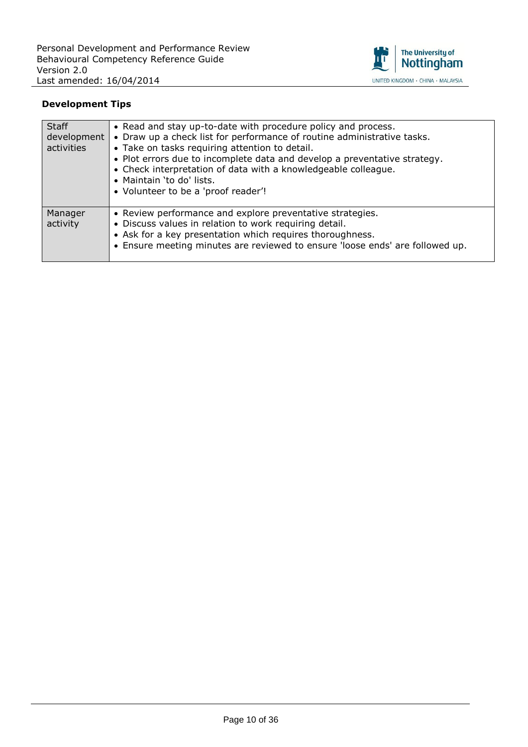**Development Tips**

| | |
|---|---|
| Staff development activities | • Read and stay up-to-date with procedure policy and process.<br>• Draw up a check list for performance of routine administrative tasks.<br>• Take on tasks requiring attention to detail.<br>• Plot errors due to incomplete data and develop a preventative strategy.<br>• Check interpretation of data with a knowledgeable colleague.<br>• Maintain 'to do' lists.<br>• Volunteer to be a 'proof reader'! |
| Manager activity | • Review performance and explore preventative strategies.<br>• Discuss values in relation to work requiring detail.<br>• Ask for a key presentation which requires thoroughness.<br>• Ensure meeting minutes are reviewed to ensure 'loose ends' are followed up. |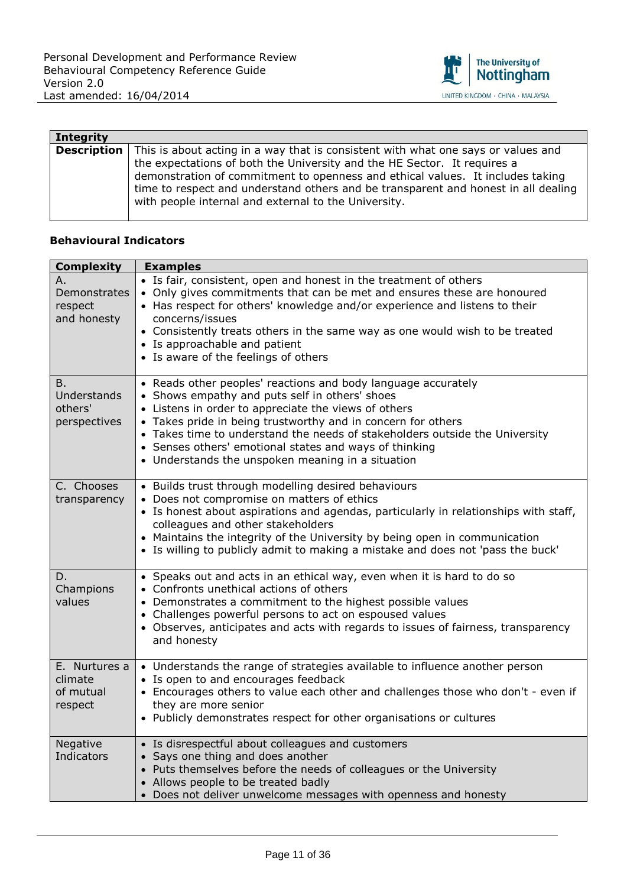| Integrity | |
|---|---|
| **Description** | This is about acting in a way that is consistent with what one says or values and the expectations of both the University and the HE Sector. It requires a demonstration of commitment to openness and ethical values. It includes taking time to respect and understand others and be transparent and honest in all dealing with people internal and external to the University. |

**Behavioural Indicators**

| Complexity | Examples |
|---|---|
| A. Demonstrates respect and honesty | • Is fair, consistent, open and honest in the treatment of others<br>• Only gives commitments that can be met and ensures these are honoured<br>• Has respect for others' knowledge and/or experience and listens to their concerns/issues<br>• Consistently treats others in the same way as one would wish to be treated<br>• Is approachable and patient<br>• Is aware of the feelings of others |
| B. Understands others' perspectives | • Reads other peoples' reactions and body language accurately<br>• Shows empathy and puts self in others' shoes<br>• Listens in order to appreciate the views of others<br>• Takes pride in being trustworthy and in concern for others<br>• Takes time to understand the needs of stakeholders outside the University<br>• Senses others' emotional states and ways of thinking<br>• Understands the unspoken meaning in a situation |
| C. Chooses transparency | • Builds trust through modelling desired behaviours<br>• Does not compromise on matters of ethics<br>• Is honest about aspirations and agendas, particularly in relationships with staff, colleagues and other stakeholders<br>• Maintains the integrity of the University by being open in communication<br>• Is willing to publicly admit to making a mistake and does not 'pass the buck' |
| D. Champions values | • Speaks out and acts in an ethical way, even when it is hard to do so<br>• Confronts unethical actions of others<br>• Demonstrates a commitment to the highest possible values<br>• Challenges powerful persons to act on espoused values<br>• Observes, anticipates and acts with regards to issues of fairness, transparency and honesty |
| E. Nurtures a climate of mutual respect | • Understands the range of strategies available to influence another person<br>• Is open to and encourages feedback<br>• Encourages others to value each other and challenges those who don't - even if they are more senior<br>• Publicly demonstrates respect for other organisations or cultures |
| Negative Indicators | • Is disrespectful about colleagues and customers<br>• Says one thing and does another<br>• Puts themselves before the needs of colleagues or the University<br>• Allows people to be treated badly<br>• Does not deliver unwelcome messages with openness and honesty |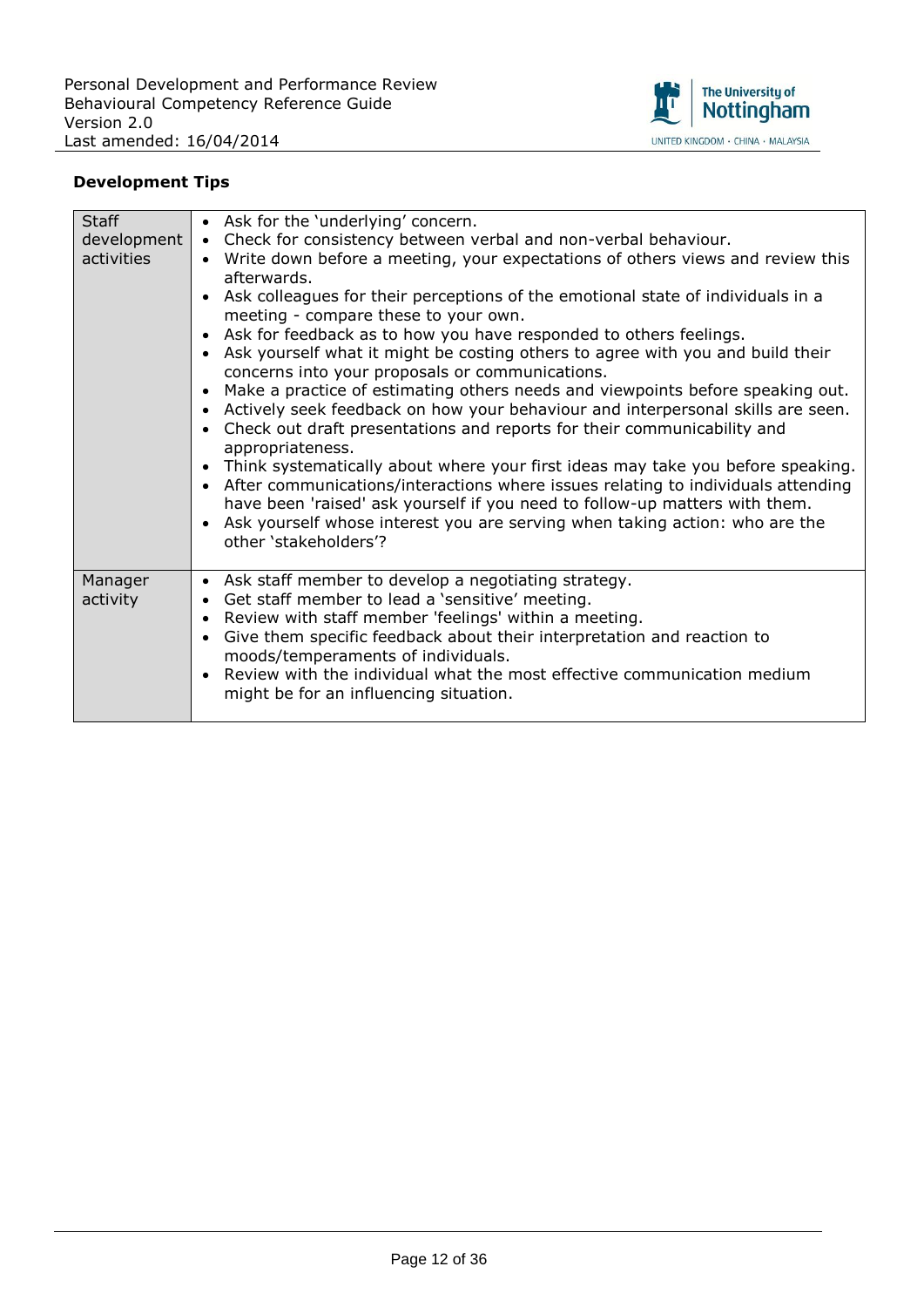**Development Tips**

| | |
|---|---|
| Staff development activities | • Ask for the 'underlying' concern.<br>• Check for consistency between verbal and non-verbal behaviour.<br>• Write down before a meeting, your expectations of others views and review this afterwards.<br>• Ask colleagues for their perceptions of the emotional state of individuals in a meeting - compare these to your own.<br>• Ask for feedback as to how you have responded to others feelings.<br>• Ask yourself what it might be costing others to agree with you and build their concerns into your proposals or communications.<br>• Make a practice of estimating others needs and viewpoints before speaking out.<br>• Actively seek feedback on how your behaviour and interpersonal skills are seen.<br>• Check out draft presentations and reports for their communicability and appropriateness.<br>• Think systematically about where your first ideas may take you before speaking.<br>• After communications/interactions where issues relating to individuals attending have been 'raised' ask yourself if you need to follow-up matters with them.<br>• Ask yourself whose interest you are serving when taking action: who are the other 'stakeholders'? |
| Manager activity | • Ask staff member to develop a negotiating strategy.<br>• Get staff member to lead a 'sensitive' meeting.<br>• Review with staff member 'feelings' within a meeting.<br>• Give them specific feedback about their interpretation and reaction to moods/temperaments of individuals.<br>• Review with the individual what the most effective communication medium might be for an influencing situation. |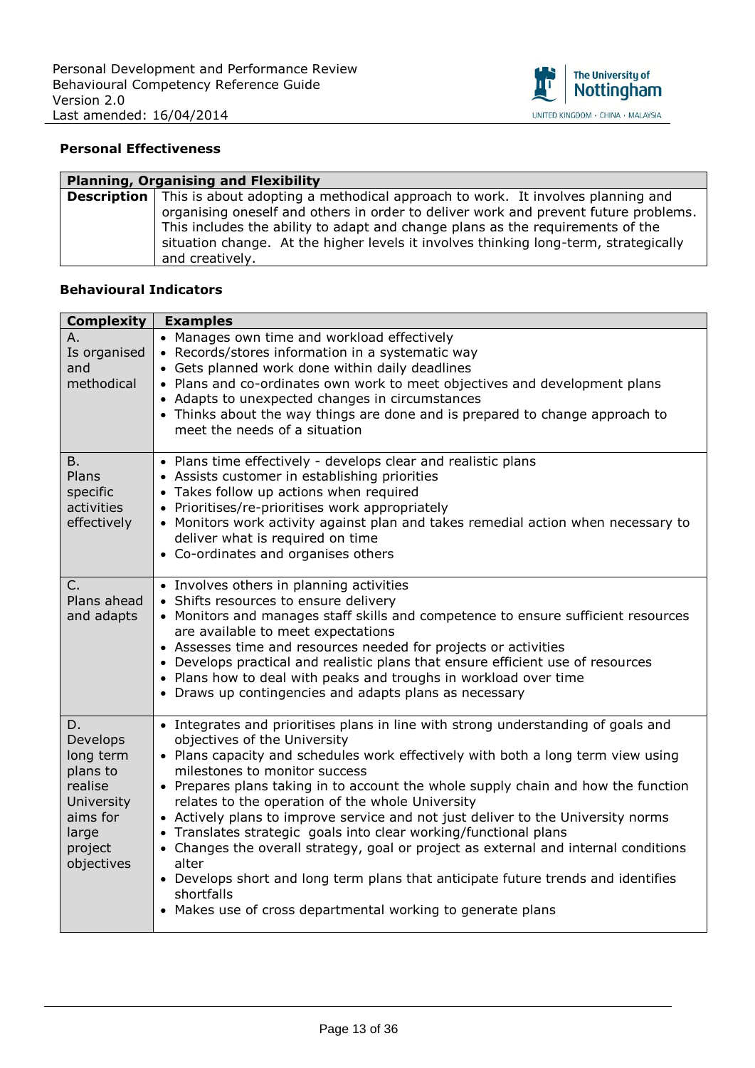### Personal Effectiveness

| Planning, Organising and Flexibility | |
|---|---|
| **Description** | This is about adopting a methodical approach to work. It involves planning and organising oneself and others in order to deliver work and prevent future problems. This includes the ability to adapt and change plans as the requirements of the situation change. At the higher levels it involves thinking long-term, strategically and creatively. |

### Behavioural Indicators

| Complexity | Examples |
|---|---|
| A. Is organised and methodical | • Manages own time and workload effectively<br>• Records/stores information in a systematic way<br>• Gets planned work done within daily deadlines<br>• Plans and co-ordinates own work to meet objectives and development plans<br>• Adapts to unexpected changes in circumstances<br>• Thinks about the way things are done and is prepared to change approach to meet the needs of a situation |
| B. Plans specific activities effectively | • Plans time effectively - develops clear and realistic plans<br>• Assists customer in establishing priorities<br>• Takes follow up actions when required<br>• Prioritises/re-prioritises work appropriately<br>• Monitors work activity against plan and takes remedial action when necessary to deliver what is required on time<br>• Co-ordinates and organises others |
| C. Plans ahead and adapts | • Involves others in planning activities<br>• Shifts resources to ensure delivery<br>• Monitors and manages staff skills and competence to ensure sufficient resources are available to meet expectations<br>• Assesses time and resources needed for projects or activities<br>• Develops practical and realistic plans that ensure efficient use of resources<br>• Plans how to deal with peaks and troughs in workload over time<br>• Draws up contingencies and adapts plans as necessary |
| D. Develops long term plans to realise University aims for large project objectives | • Integrates and prioritises plans in line with strong understanding of goals and objectives of the University<br>• Plans capacity and schedules work effectively with both a long term view using milestones to monitor success<br>• Prepares plans taking in to account the whole supply chain and how the function relates to the operation of the whole University<br>• Actively plans to improve service and not just deliver to the University norms<br>• Translates strategic goals into clear working/functional plans<br>• Changes the overall strategy, goal or project as external and internal conditions alter<br>• Develops short and long term plans that anticipate future trends and identifies shortfalls<br>• Makes use of cross departmental working to generate plans |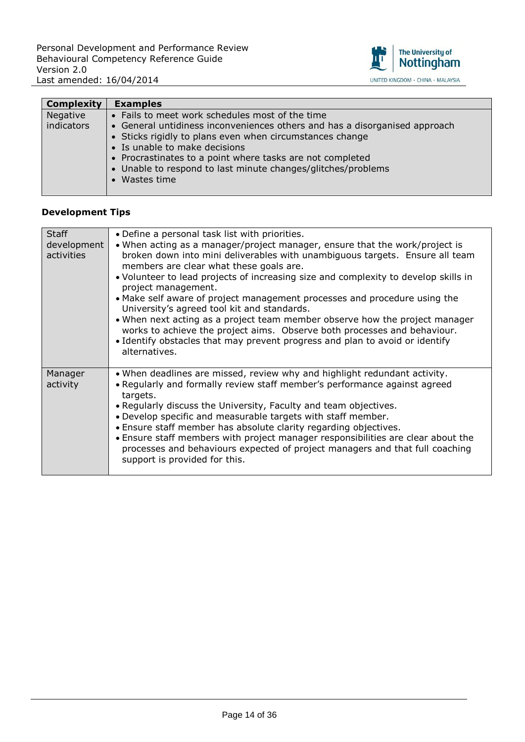| Complexity | Examples |
| --- | --- |
| Negative indicators | • Fails to meet work schedules most of the time<br>• General untidiness inconveniences others and has a disorganised approach<br>• Sticks rigidly to plans even when circumstances change<br>• Is unable to make decisions<br>• Procrastinates to a point where tasks are not completed<br>• Unable to respond to last minute changes/glitches/problems<br>• Wastes time |

**Development Tips**

| | |
| --- | --- |
| Staff development activities | • Define a personal task list with priorities.<br>• When acting as a manager/project manager, ensure that the work/project is broken down into mini deliverables with unambiguous targets. Ensure all team members are clear what these goals are.<br>• Volunteer to lead projects of increasing size and complexity to develop skills in project management.<br>• Make self aware of project management processes and procedure using the University's agreed tool kit and standards.<br>• When next acting as a project team member observe how the project manager works to achieve the project aims. Observe both processes and behaviour.<br>• Identify obstacles that may prevent progress and plan to avoid or identify alternatives. |
| Manager activity | • When deadlines are missed, review why and highlight redundant activity.<br>• Regularly and formally review staff member's performance against agreed targets.<br>• Regularly discuss the University, Faculty and team objectives.<br>• Develop specific and measurable targets with staff member.<br>• Ensure staff member has absolute clarity regarding objectives.<br>• Ensure staff members with project manager responsibilities are clear about the processes and behaviours expected of project managers and that full coaching support is provided for this. |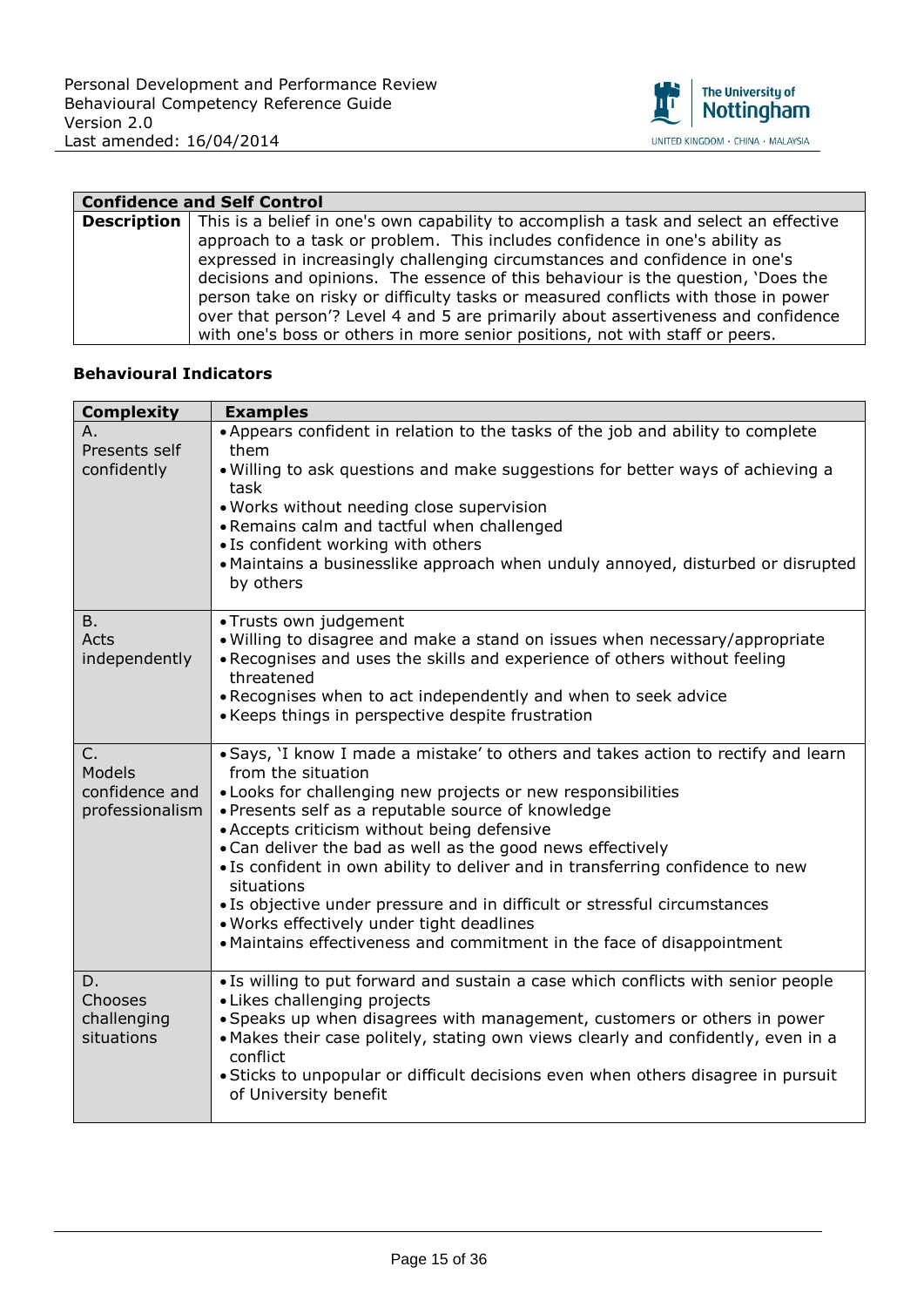| Confidence and Self Control | |
|---|---|
| **Description** | This is a belief in one's own capability to accomplish a task and select an effective approach to a task or problem. This includes confidence in one's ability as expressed in increasingly challenging circumstances and confidence in one's decisions and opinions. The essence of this behaviour is the question, 'Does the person take on risky or difficulty tasks or measured conflicts with those in power over that person'? Level 4 and 5 are primarily about assertiveness and confidence with one's boss or others in more senior positions, not with staff or peers. |

**Behavioural Indicators**

| Complexity | Examples |
|---|---|
| A.<br>Presents self confidently | • Appears confident in relation to the tasks of the job and ability to complete them<br>• Willing to ask questions and make suggestions for better ways of achieving a task<br>• Works without needing close supervision<br>• Remains calm and tactful when challenged<br>• Is confident working with others<br>• Maintains a businesslike approach when unduly annoyed, disturbed or disrupted by others |
| B.<br>Acts independently | • Trusts own judgement<br>• Willing to disagree and make a stand on issues when necessary/appropriate<br>• Recognises and uses the skills and experience of others without feeling threatened<br>• Recognises when to act independently and when to seek advice<br>• Keeps things in perspective despite frustration |
| C.<br>Models confidence and professionalism | • Says, 'I know I made a mistake' to others and takes action to rectify and learn from the situation<br>• Looks for challenging new projects or new responsibilities<br>• Presents self as a reputable source of knowledge<br>• Accepts criticism without being defensive<br>• Can deliver the bad as well as the good news effectively<br>• Is confident in own ability to deliver and in transferring confidence to new situations<br>• Is objective under pressure and in difficult or stressful circumstances<br>• Works effectively under tight deadlines<br>• Maintains effectiveness and commitment in the face of disappointment |
| D.<br>Chooses challenging situations | • Is willing to put forward and sustain a case which conflicts with senior people<br>• Likes challenging projects<br>• Speaks up when disagrees with management, customers or others in power<br>• Makes their case politely, stating own views clearly and confidently, even in a conflict<br>• Sticks to unpopular or difficult decisions even when others disagree in pursuit of University benefit |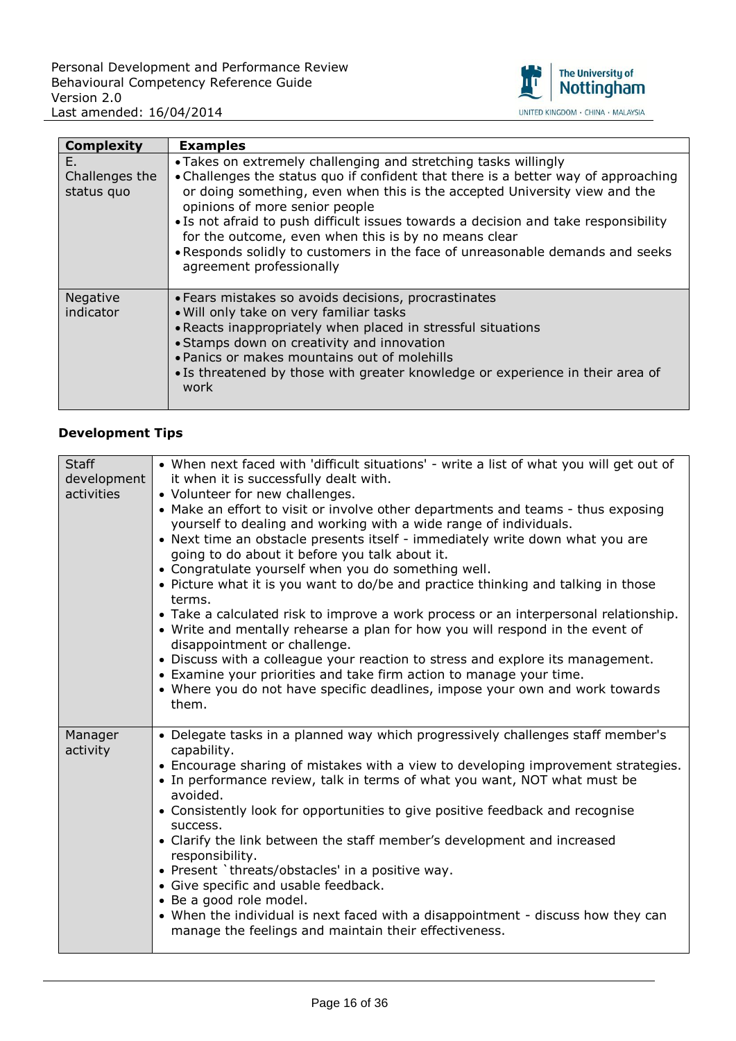| Complexity | Examples |
| --- | --- |
| E. Challenges the status quo | • Takes on extremely challenging and stretching tasks willingly<br>• Challenges the status quo if confident that there is a better way of approaching or doing something, even when this is the accepted University view and the opinions of more senior people<br>• Is not afraid to push difficult issues towards a decision and take responsibility for the outcome, even when this is by no means clear<br>• Responds solidly to customers in the face of unreasonable demands and seeks agreement professionally |
| Negative indicator | • Fears mistakes so avoids decisions, procrastinates<br>• Will only take on very familiar tasks<br>• Reacts inappropriately when placed in stressful situations<br>• Stamps down on creativity and innovation<br>• Panics or makes mountains out of molehills<br>• Is threatened by those with greater knowledge or experience in their area of work |

**Development Tips**

| | |
| --- | --- |
| Staff development activities | • When next faced with 'difficult situations' - write a list of what you will get out of it when it is successfully dealt with.<br>• Volunteer for new challenges.<br>• Make an effort to visit or involve other departments and teams - thus exposing yourself to dealing and working with a wide range of individuals.<br>• Next time an obstacle presents itself - immediately write down what you are going to do about it before you talk about it.<br>• Congratulate yourself when you do something well.<br>• Picture what it is you want to do/be and practice thinking and talking in those terms.<br>• Take a calculated risk to improve a work process or an interpersonal relationship.<br>• Write and mentally rehearse a plan for how you will respond in the event of disappointment or challenge.<br>• Discuss with a colleague your reaction to stress and explore its management.<br>• Examine your priorities and take firm action to manage your time.<br>• Where you do not have specific deadlines, impose your own and work towards them. |
| Manager activity | • Delegate tasks in a planned way which progressively challenges staff member's capability.<br>• Encourage sharing of mistakes with a view to developing improvement strategies.<br>• In performance review, talk in terms of what you want, NOT what must be avoided.<br>• Consistently look for opportunities to give positive feedback and recognise success.<br>• Clarify the link between the staff member's development and increased responsibility.<br>• Present `threats/obstacles' in a positive way.<br>• Give specific and usable feedback.<br>• Be a good role model.<br>• When the individual is next faced with a disappointment - discuss how they can manage the feelings and maintain their effectiveness. |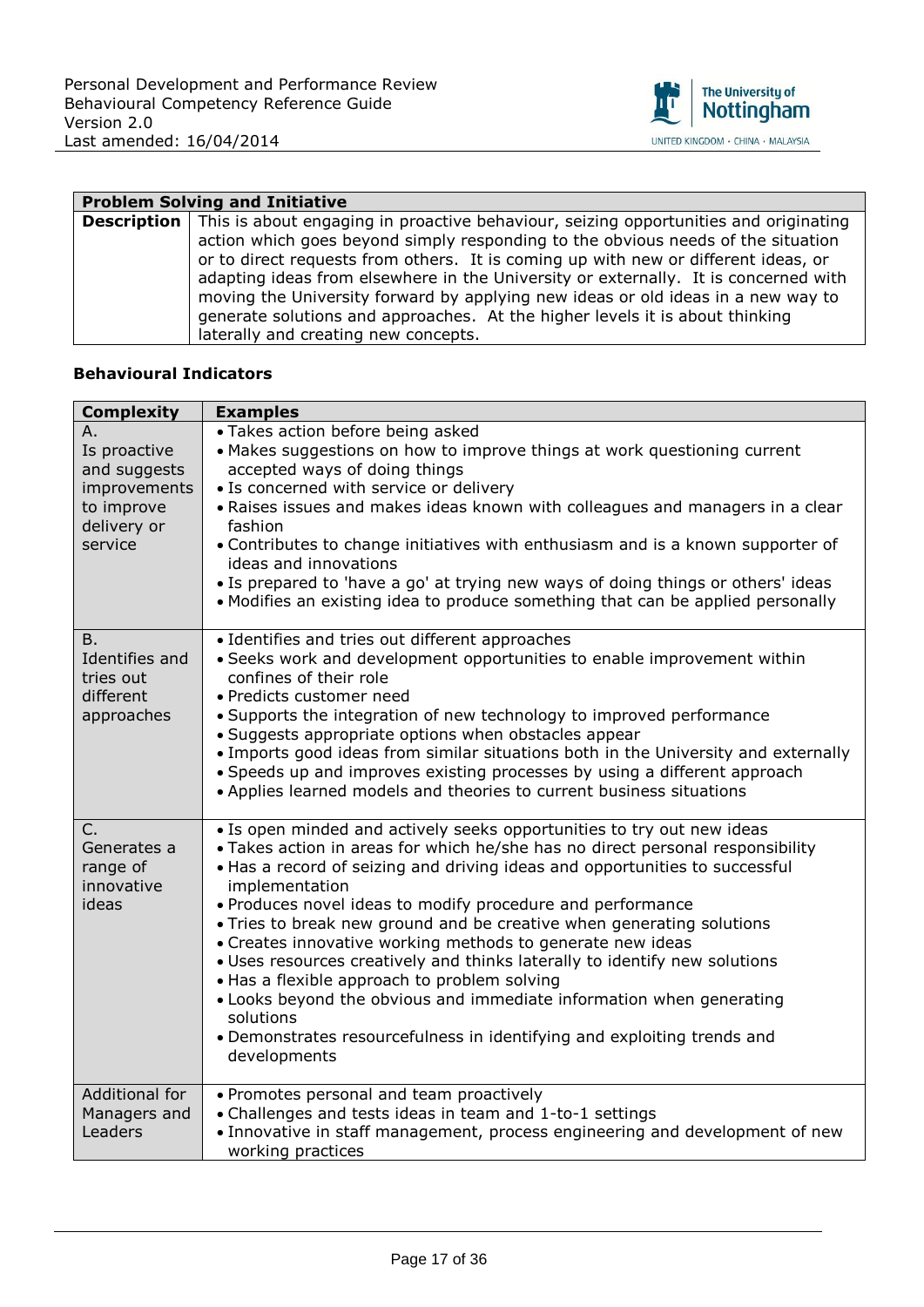| Problem Solving and Initiative | |
|---|---|
| **Description** | This is about engaging in proactive behaviour, seizing opportunities and originating action which goes beyond simply responding to the obvious needs of the situation or to direct requests from others. It is coming up with new or different ideas, or adapting ideas from elsewhere in the University or externally. It is concerned with moving the University forward by applying new ideas or old ideas in a new way to generate solutions and approaches. At the higher levels it is about thinking laterally and creating new concepts. |

### Behavioural Indicators

| Complexity | Examples |
|---|---|
| A.<br>Is proactive and suggests improvements to improve delivery or service | • Takes action before being asked<br>• Makes suggestions on how to improve things at work questioning current accepted ways of doing things<br>• Is concerned with service or delivery<br>• Raises issues and makes ideas known with colleagues and managers in a clear fashion<br>• Contributes to change initiatives with enthusiasm and is a known supporter of ideas and innovations<br>• Is prepared to 'have a go' at trying new ways of doing things or others' ideas<br>• Modifies an existing idea to produce something that can be applied personally |
| B.<br>Identifies and tries out different approaches | • Identifies and tries out different approaches<br>• Seeks work and development opportunities to enable improvement within confines of their role<br>• Predicts customer need<br>• Supports the integration of new technology to improved performance<br>• Suggests appropriate options when obstacles appear<br>• Imports good ideas from similar situations both in the University and externally<br>• Speeds up and improves existing processes by using a different approach<br>• Applies learned models and theories to current business situations |
| C.<br>Generates a range of innovative ideas | • Is open minded and actively seeks opportunities to try out new ideas<br>• Takes action in areas for which he/she has no direct personal responsibility<br>• Has a record of seizing and driving ideas and opportunities to successful implementation<br>• Produces novel ideas to modify procedure and performance<br>• Tries to break new ground and be creative when generating solutions<br>• Creates innovative working methods to generate new ideas<br>• Uses resources creatively and thinks laterally to identify new solutions<br>• Has a flexible approach to problem solving<br>• Looks beyond the obvious and immediate information when generating solutions<br>• Demonstrates resourcefulness in identifying and exploiting trends and developments |
| Additional for Managers and Leaders | • Promotes personal and team proactively<br>• Challenges and tests ideas in team and 1-to-1 settings<br>• Innovative in staff management, process engineering and development of new working practices |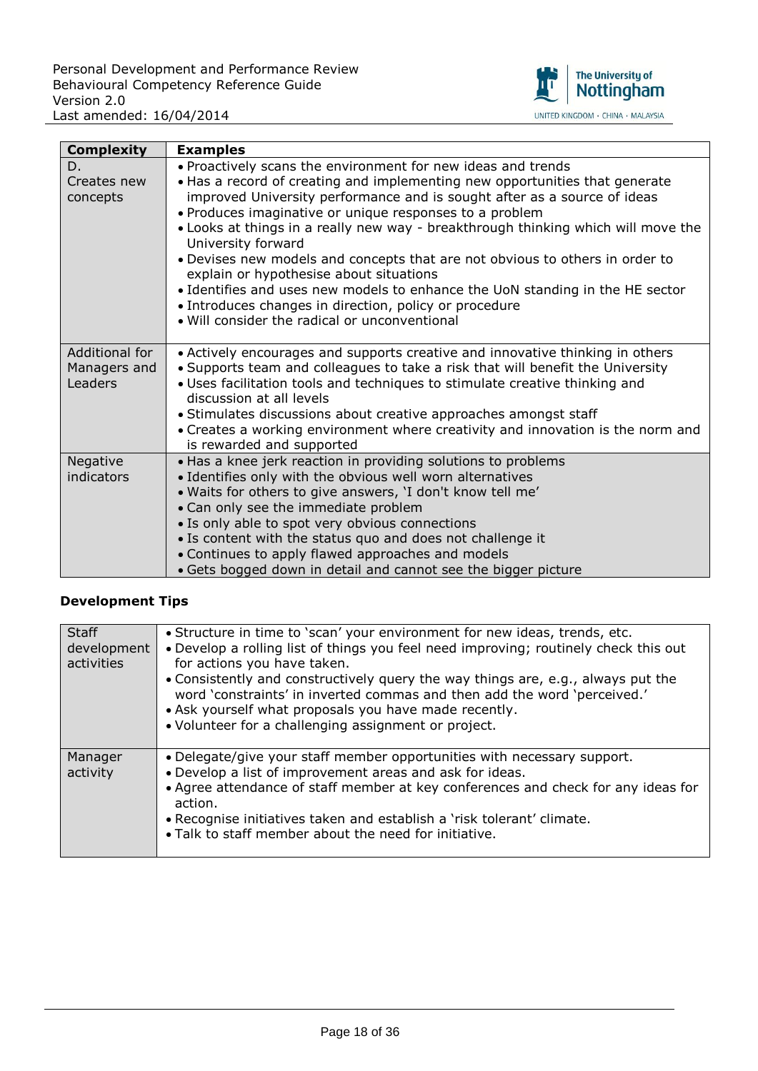| Complexity | Examples |
|---|---|
| D. Creates new concepts | • Proactively scans the environment for new ideas and trends<br>• Has a record of creating and implementing new opportunities that generate improved University performance and is sought after as a source of ideas<br>• Produces imaginative or unique responses to a problem<br>• Looks at things in a really new way - breakthrough thinking which will move the University forward<br>• Devises new models and concepts that are not obvious to others in order to explain or hypothesise about situations<br>• Identifies and uses new models to enhance the UoN standing in the HE sector<br>• Introduces changes in direction, policy or procedure<br>• Will consider the radical or unconventional |
| Additional for Managers and Leaders | • Actively encourages and supports creative and innovative thinking in others<br>• Supports team and colleagues to take a risk that will benefit the University<br>• Uses facilitation tools and techniques to stimulate creative thinking and discussion at all levels<br>• Stimulates discussions about creative approaches amongst staff<br>• Creates a working environment where creativity and innovation is the norm and is rewarded and supported |
| Negative indicators | • Has a knee jerk reaction in providing solutions to problems<br>• Identifies only with the obvious well worn alternatives<br>• Waits for others to give answers, 'I don't know tell me'<br>• Can only see the immediate problem<br>• Is only able to spot very obvious connections<br>• Is content with the status quo and does not challenge it<br>• Continues to apply flawed approaches and models<br>• Gets bogged down in detail and cannot see the bigger picture |

**Development Tips**

| | |
|---|---|
| Staff development activities | • Structure in time to 'scan' your environment for new ideas, trends, etc.<br>• Develop a rolling list of things you feel need improving; routinely check this out for actions you have taken.<br>• Consistently and constructively query the way things are, e.g., always put the word 'constraints' in inverted commas and then add the word 'perceived.'<br>• Ask yourself what proposals you have made recently.<br>• Volunteer for a challenging assignment or project. |
| Manager activity | • Delegate/give your staff member opportunities with necessary support.<br>• Develop a list of improvement areas and ask for ideas.<br>• Agree attendance of staff member at key conferences and check for any ideas for action.<br>• Recognise initiatives taken and establish a 'risk tolerant' climate.<br>• Talk to staff member about the need for initiative. |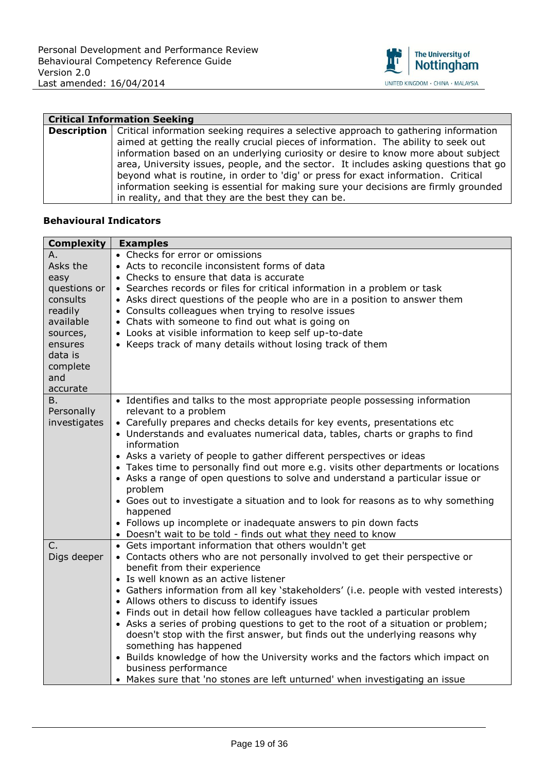| Critical Information Seeking | |
|---|---|
| **Description** | Critical information seeking requires a selective approach to gathering information aimed at getting the really crucial pieces of information. The ability to seek out information based on an underlying curiosity or desire to know more about subject area, University issues, people, and the sector. It includes asking questions that go beyond what is routine, in order to 'dig' or press for exact information. Critical information seeking is essential for making sure your decisions are firmly grounded in reality, and that they are the best they can be. |

**Behavioural Indicators**

| Complexity | Examples |
|---|---|
| A. Asks the easy questions or consults readily available sources, ensures data is complete and accurate | • Checks for error or omissions<br>• Acts to reconcile inconsistent forms of data<br>• Checks to ensure that data is accurate<br>• Searches records or files for critical information in a problem or task<br>• Asks direct questions of the people who are in a position to answer them<br>• Consults colleagues when trying to resolve issues<br>• Chats with someone to find out what is going on<br>• Looks at visible information to keep self up-to-date<br>• Keeps track of many details without losing track of them |
| B. Personally investigates | • Identifies and talks to the most appropriate people possessing information relevant to a problem<br>• Carefully prepares and checks details for key events, presentations etc<br>• Understands and evaluates numerical data, tables, charts or graphs to find information<br>• Asks a variety of people to gather different perspectives or ideas<br>• Takes time to personally find out more e.g. visits other departments or locations<br>• Asks a range of open questions to solve and understand a particular issue or problem<br>• Goes out to investigate a situation and to look for reasons as to why something happened<br>• Follows up incomplete or inadequate answers to pin down facts<br>• Doesn't wait to be told - finds out what they need to know |
| C. Digs deeper | • Gets important information that others wouldn't get<br>• Contacts others who are not personally involved to get their perspective or benefit from their experience<br>• Is well known as an active listener<br>• Gathers information from all key 'stakeholders' (i.e. people with vested interests)<br>• Allows others to discuss to identify issues<br>• Finds out in detail how fellow colleagues have tackled a particular problem<br>• Asks a series of probing questions to get to the root of a situation or problem; doesn't stop with the first answer, but finds out the underlying reasons why something has happened<br>• Builds knowledge of how the University works and the factors which impact on business performance<br>• Makes sure that 'no stones are left unturned' when investigating an issue |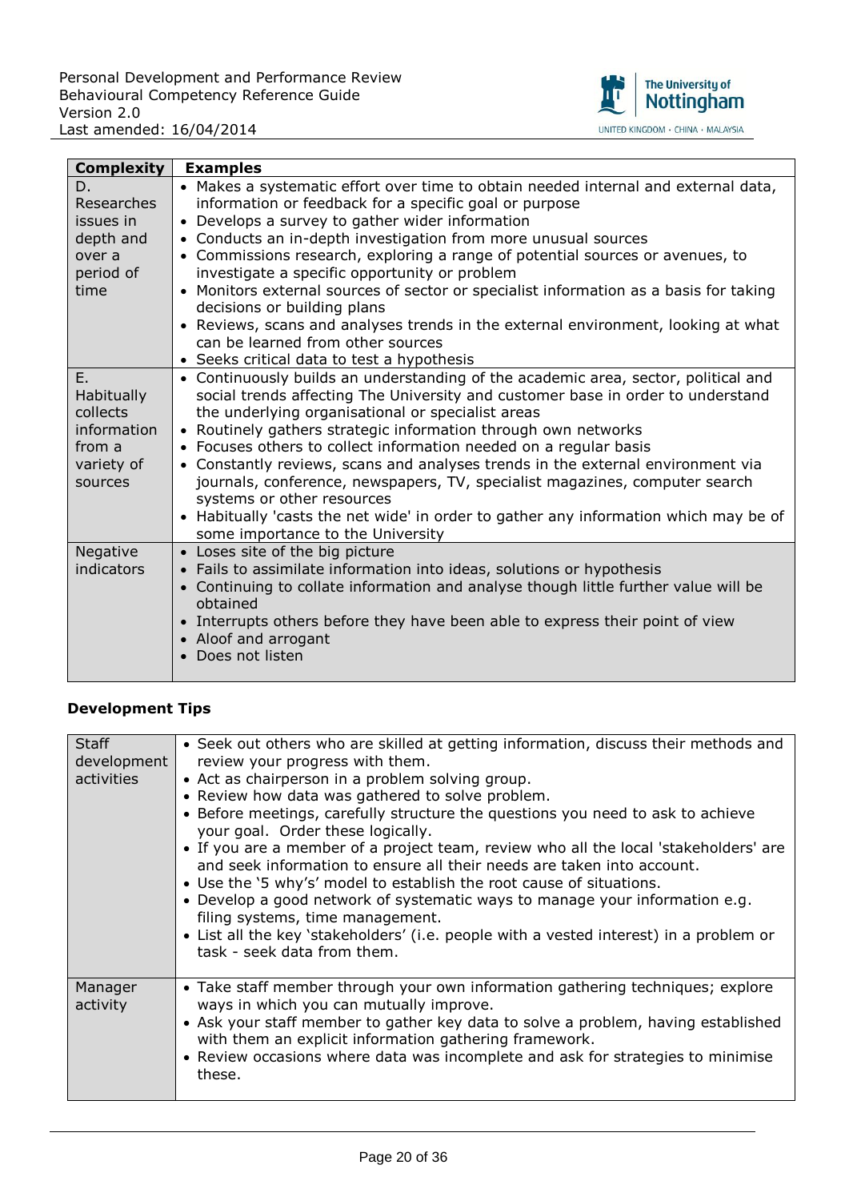| Complexity | Examples |
|---|---|
| D. Researches issues in depth and over a period of time | • Makes a systematic effort over time to obtain needed internal and external data, information or feedback for a specific goal or purpose<br>• Develops a survey to gather wider information<br>• Conducts an in-depth investigation from more unusual sources<br>• Commissions research, exploring a range of potential sources or avenues, to investigate a specific opportunity or problem<br>• Monitors external sources of sector or specialist information as a basis for taking decisions or building plans<br>• Reviews, scans and analyses trends in the external environment, looking at what can be learned from other sources<br>• Seeks critical data to test a hypothesis |
| E. Habitually collects information from a variety of sources | • Continuously builds an understanding of the academic area, sector, political and social trends affecting The University and customer base in order to understand the underlying organisational or specialist areas<br>• Routinely gathers strategic information through own networks<br>• Focuses others to collect information needed on a regular basis<br>• Constantly reviews, scans and analyses trends in the external environment via journals, conference, newspapers, TV, specialist magazines, computer search systems or other resources<br>• Habitually 'casts the net wide' in order to gather any information which may be of some importance to the University |
| Negative indicators | • Loses site of the big picture<br>• Fails to assimilate information into ideas, solutions or hypothesis<br>• Continuing to collate information and analyse though little further value will be obtained<br>• Interrupts others before they have been able to express their point of view<br>• Aloof and arrogant<br>• Does not listen |

**Development Tips**

| | |
|---|---|
| Staff development activities | • Seek out others who are skilled at getting information, discuss their methods and review your progress with them.<br>• Act as chairperson in a problem solving group.<br>• Review how data was gathered to solve problem.<br>• Before meetings, carefully structure the questions you need to ask to achieve your goal. Order these logically.<br>• If you are a member of a project team, review who all the local 'stakeholders' are and seek information to ensure all their needs are taken into account.<br>• Use the '5 why's' model to establish the root cause of situations.<br>• Develop a good network of systematic ways to manage your information e.g. filing systems, time management.<br>• List all the key 'stakeholders' (i.e. people with a vested interest) in a problem or task - seek data from them. |
| Manager activity | • Take staff member through your own information gathering techniques; explore ways in which you can mutually improve.<br>• Ask your staff member to gather key data to solve a problem, having established with them an explicit information gathering framework.<br>• Review occasions where data was incomplete and ask for strategies to minimise these. |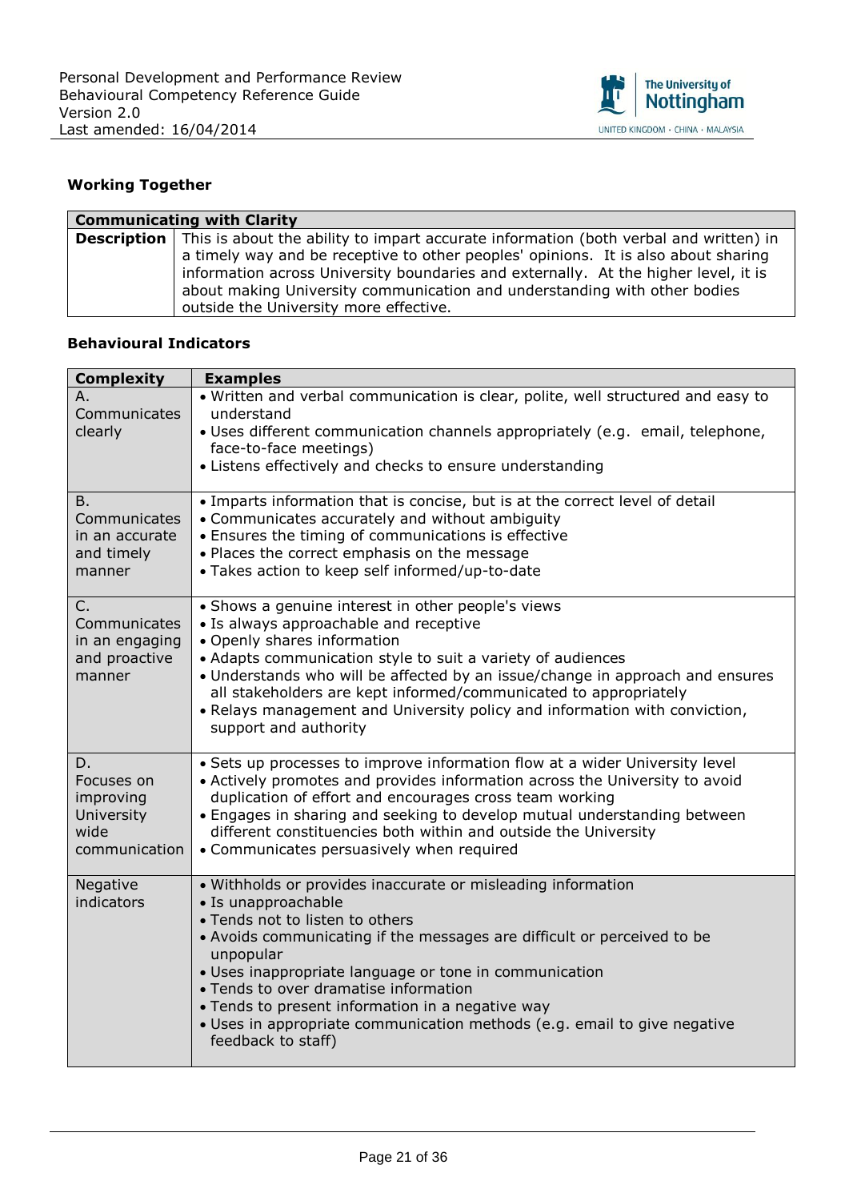## Working Together

| Communicating with Clarity | |
|---|---|
| **Description** | This is about the ability to impart accurate information (both verbal and written) in a timely way and be receptive to other peoples' opinions. It is also about sharing information across University boundaries and externally. At the higher level, it is about making University communication and understanding with other bodies outside the University more effective. |

### Behavioural Indicators

| Complexity | Examples |
|---|---|
| A. Communicates clearly | • Written and verbal communication is clear, polite, well structured and easy to understand<br>• Uses different communication channels appropriately (e.g. email, telephone, face-to-face meetings)<br>• Listens effectively and checks to ensure understanding |
| B. Communicates in an accurate and timely manner | • Imparts information that is concise, but is at the correct level of detail<br>• Communicates accurately and without ambiguity<br>• Ensures the timing of communications is effective<br>• Places the correct emphasis on the message<br>• Takes action to keep self informed/up-to-date |
| C. Communicates in an engaging and proactive manner | • Shows a genuine interest in other people's views<br>• Is always approachable and receptive<br>• Openly shares information<br>• Adapts communication style to suit a variety of audiences<br>• Understands who will be affected by an issue/change in approach and ensures all stakeholders are kept informed/communicated to appropriately<br>• Relays management and University policy and information with conviction, support and authority |
| D. Focuses on improving University wide communication | • Sets up processes to improve information flow at a wider University level<br>• Actively promotes and provides information across the University to avoid duplication of effort and encourages cross team working<br>• Engages in sharing and seeking to develop mutual understanding between different constituencies both within and outside the University<br>• Communicates persuasively when required |
| Negative indicators | • Withholds or provides inaccurate or misleading information<br>• Is unapproachable<br>• Tends not to listen to others<br>• Avoids communicating if the messages are difficult or perceived to be unpopular<br>• Uses inappropriate language or tone in communication<br>• Tends to over dramatise information<br>• Tends to present information in a negative way<br>• Uses in appropriate communication methods (e.g. email to give negative feedback to staff) |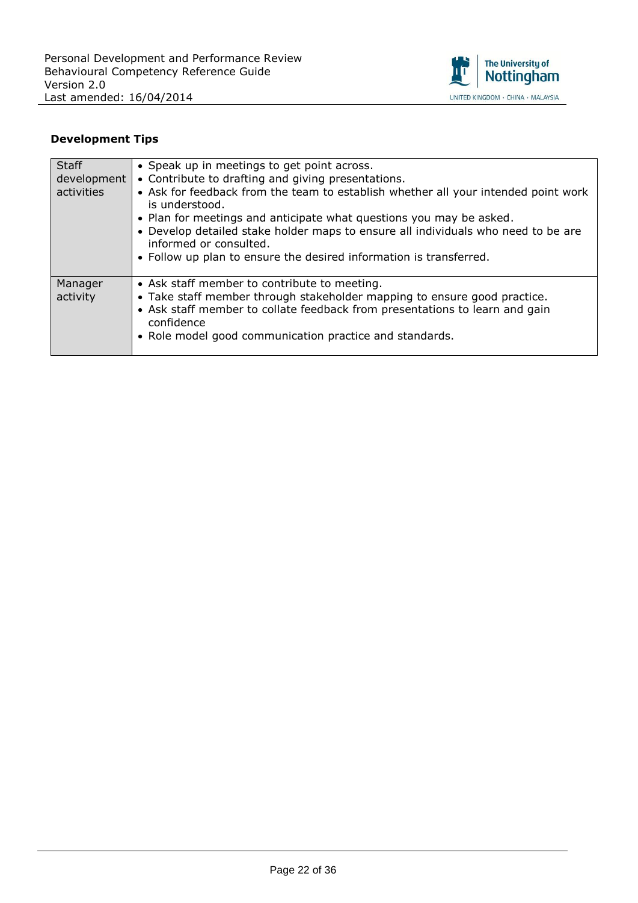**Development Tips**

| | |
|---|---|
| Staff development activities | • Speak up in meetings to get point across.<br>• Contribute to drafting and giving presentations.<br>• Ask for feedback from the team to establish whether all your intended point work is understood.<br>• Plan for meetings and anticipate what questions you may be asked.<br>• Develop detailed stake holder maps to ensure all individuals who need to be are informed or consulted.<br>• Follow up plan to ensure the desired information is transferred. |
| Manager activity | • Ask staff member to contribute to meeting.<br>• Take staff member through stakeholder mapping to ensure good practice.<br>• Ask staff member to collate feedback from presentations to learn and gain confidence<br>• Role model good communication practice and standards. |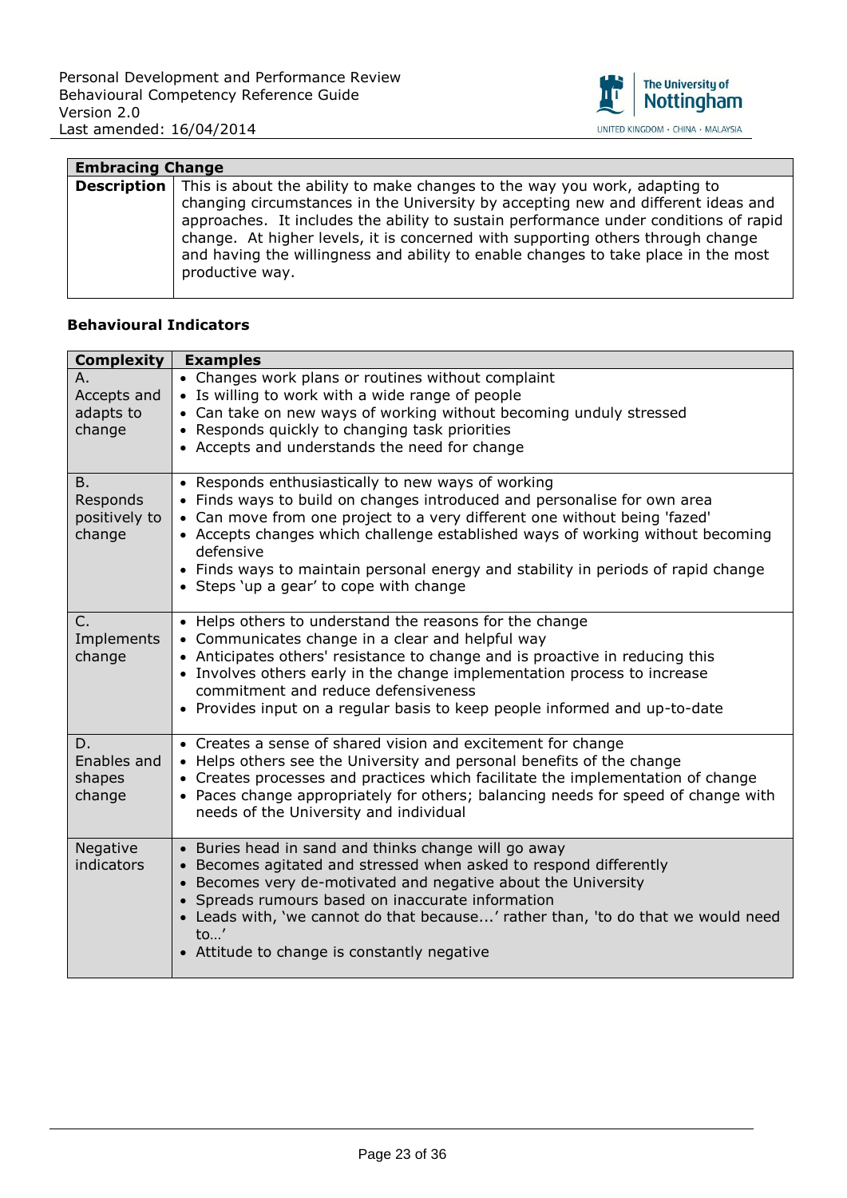| Embracing Change | |
|---|---|
| **Description** | This is about the ability to make changes to the way you work, adapting to changing circumstances in the University by accepting new and different ideas and approaches. It includes the ability to sustain performance under conditions of rapid change. At higher levels, it is concerned with supporting others through change and having the willingness and ability to enable changes to take place in the most productive way. |

### Behavioural Indicators

| Complexity | Examples |
|---|---|
| A. Accepts and adapts to change | • Changes work plans or routines without complaint<br>• Is willing to work with a wide range of people<br>• Can take on new ways of working without becoming unduly stressed<br>• Responds quickly to changing task priorities<br>• Accepts and understands the need for change |
| B. Responds positively to change | • Responds enthusiastically to new ways of working<br>• Finds ways to build on changes introduced and personalise for own area<br>• Can move from one project to a very different one without being 'fazed'<br>• Accepts changes which challenge established ways of working without becoming defensive<br>• Finds ways to maintain personal energy and stability in periods of rapid change<br>• Steps 'up a gear' to cope with change |
| C. Implements change | • Helps others to understand the reasons for the change<br>• Communicates change in a clear and helpful way<br>• Anticipates others' resistance to change and is proactive in reducing this<br>• Involves others early in the change implementation process to increase commitment and reduce defensiveness<br>• Provides input on a regular basis to keep people informed and up-to-date |
| D. Enables and shapes change | • Creates a sense of shared vision and excitement for change<br>• Helps others see the University and personal benefits of the change<br>• Creates processes and practices which facilitate the implementation of change<br>• Paces change appropriately for others; balancing needs for speed of change with needs of the University and individual |
| Negative indicators | • Buries head in sand and thinks change will go away<br>• Becomes agitated and stressed when asked to respond differently<br>• Becomes very de-motivated and negative about the University<br>• Spreads rumours based on inaccurate information<br>• Leads with, 'we cannot do that because...' rather than, 'to do that we would need to…'<br>• Attitude to change is constantly negative |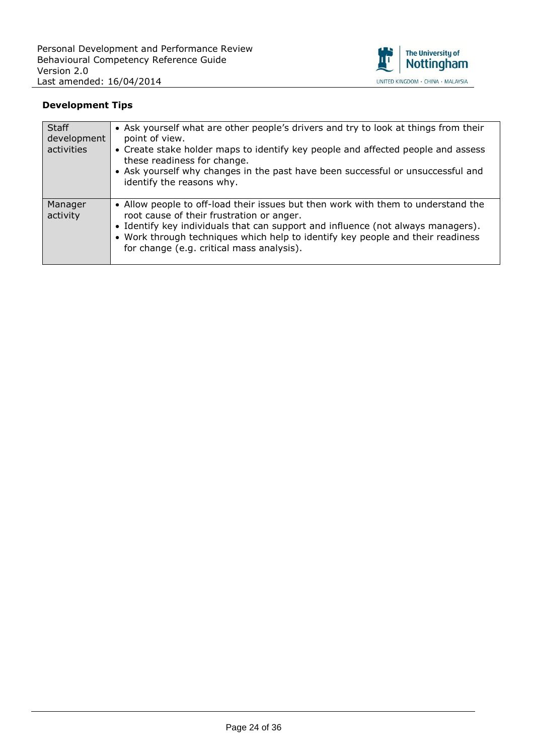**Development Tips**

| | |
|---|---|
| Staff development activities | • Ask yourself what are other people's drivers and try to look at things from their point of view.<br>• Create stake holder maps to identify key people and affected people and assess these readiness for change.<br>• Ask yourself why changes in the past have been successful or unsuccessful and identify the reasons why. |
| Manager activity | • Allow people to off-load their issues but then work with them to understand the root cause of their frustration or anger.<br>• Identify key individuals that can support and influence (not always managers).<br>• Work through techniques which help to identify key people and their readiness for change (e.g. critical mass analysis). |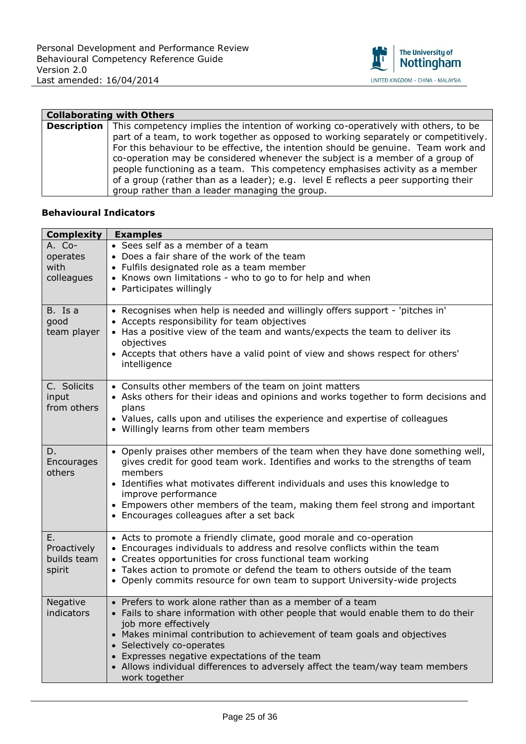| **Collaborating with Others** | |
|---|---|
| **Description** | This competency implies the intention of working co-operatively with others, to be part of a team, to work together as opposed to working separately or competitively. For this behaviour to be effective, the intention should be genuine. Team work and co-operation may be considered whenever the subject is a member of a group of people functioning as a team. This competency emphasises activity as a member of a group (rather than as a leader); e.g. level E reflects a peer supporting their group rather than a leader managing the group. |

**Behavioural Indicators**

| **Complexity** | **Examples** |
|---|---|
| A. Co-operates with colleagues | • Sees self as a member of a team<br>• Does a fair share of the work of the team<br>• Fulfils designated role as a team member<br>• Knows own limitations - who to go to for help and when<br>• Participates willingly |
| B. Is a good team player | • Recognises when help is needed and willingly offers support - 'pitches in'<br>• Accepts responsibility for team objectives<br>• Has a positive view of the team and wants/expects the team to deliver its objectives<br>• Accepts that others have a valid point of view and shows respect for others' intelligence |
| C. Solicits input from others | • Consults other members of the team on joint matters<br>• Asks others for their ideas and opinions and works together to form decisions and plans<br>• Values, calls upon and utilises the experience and expertise of colleagues<br>• Willingly learns from other team members |
| D. Encourages others | • Openly praises other members of the team when they have done something well, gives credit for good team work. Identifies and works to the strengths of team members<br>• Identifies what motivates different individuals and uses this knowledge to improve performance<br>• Empowers other members of the team, making them feel strong and important<br>• Encourages colleagues after a set back |
| E. Proactively builds team spirit | • Acts to promote a friendly climate, good morale and co-operation<br>• Encourages individuals to address and resolve conflicts within the team<br>• Creates opportunities for cross functional team working<br>• Takes action to promote or defend the team to others outside of the team<br>• Openly commits resource for own team to support University-wide projects |
| Negative indicators | • Prefers to work alone rather than as a member of a team<br>• Fails to share information with other people that would enable them to do their job more effectively<br>• Makes minimal contribution to achievement of team goals and objectives<br>• Selectively co-operates<br>• Expresses negative expectations of the team<br>• Allows individual differences to adversely affect the team/way team members work together |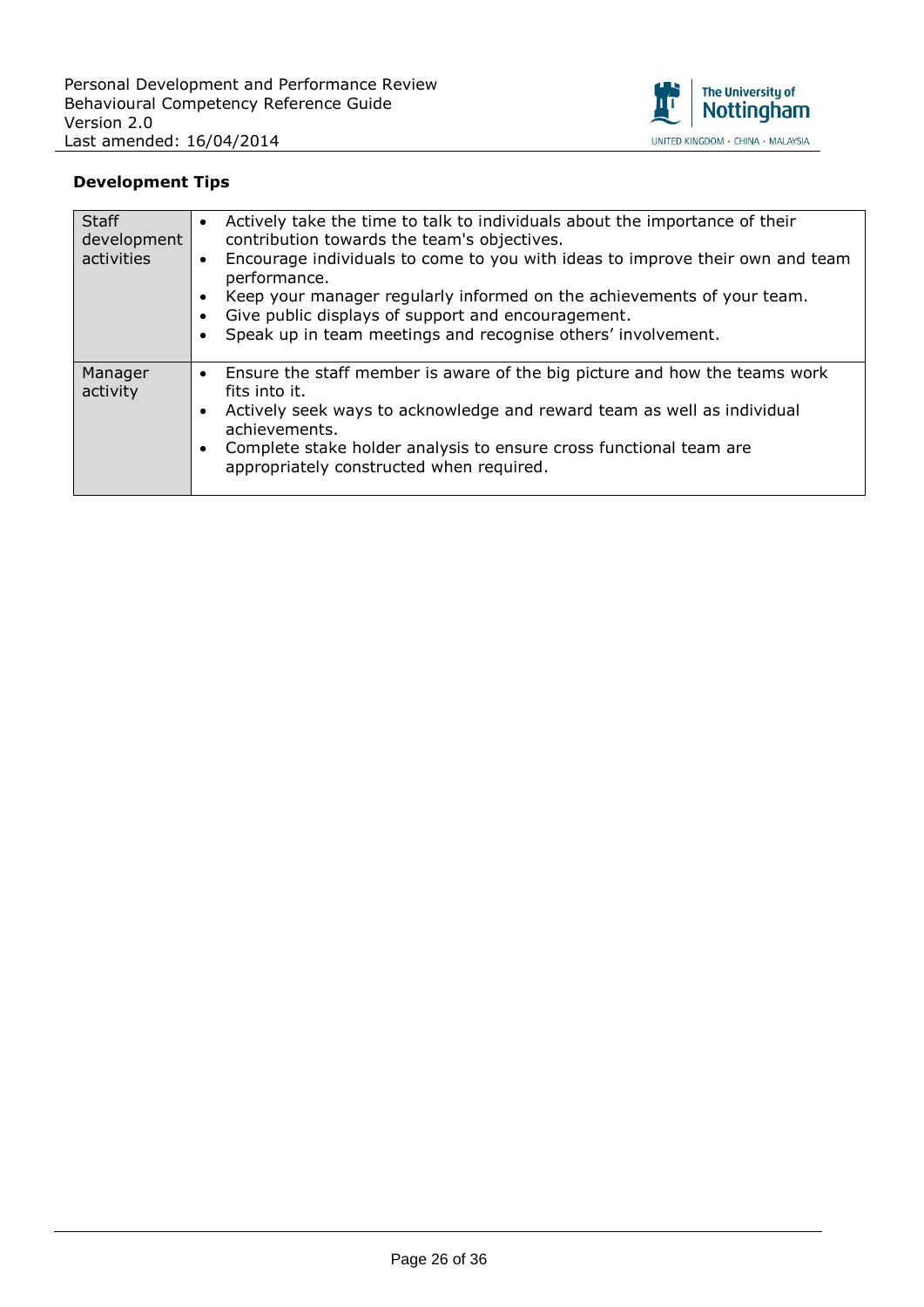**Development Tips**

| | |
|---|---|
| Staff development activities | • Actively take the time to talk to individuals about the importance of their contribution towards the team's objectives.<br>• Encourage individuals to come to you with ideas to improve their own and team performance.<br>• Keep your manager regularly informed on the achievements of your team.<br>• Give public displays of support and encouragement.<br>• Speak up in team meetings and recognise others' involvement. |
| Manager activity | • Ensure the staff member is aware of the big picture and how the teams work fits into it.<br>• Actively seek ways to acknowledge and reward team as well as individual achievements.<br>• Complete stake holder analysis to ensure cross functional team are appropriately constructed when required. |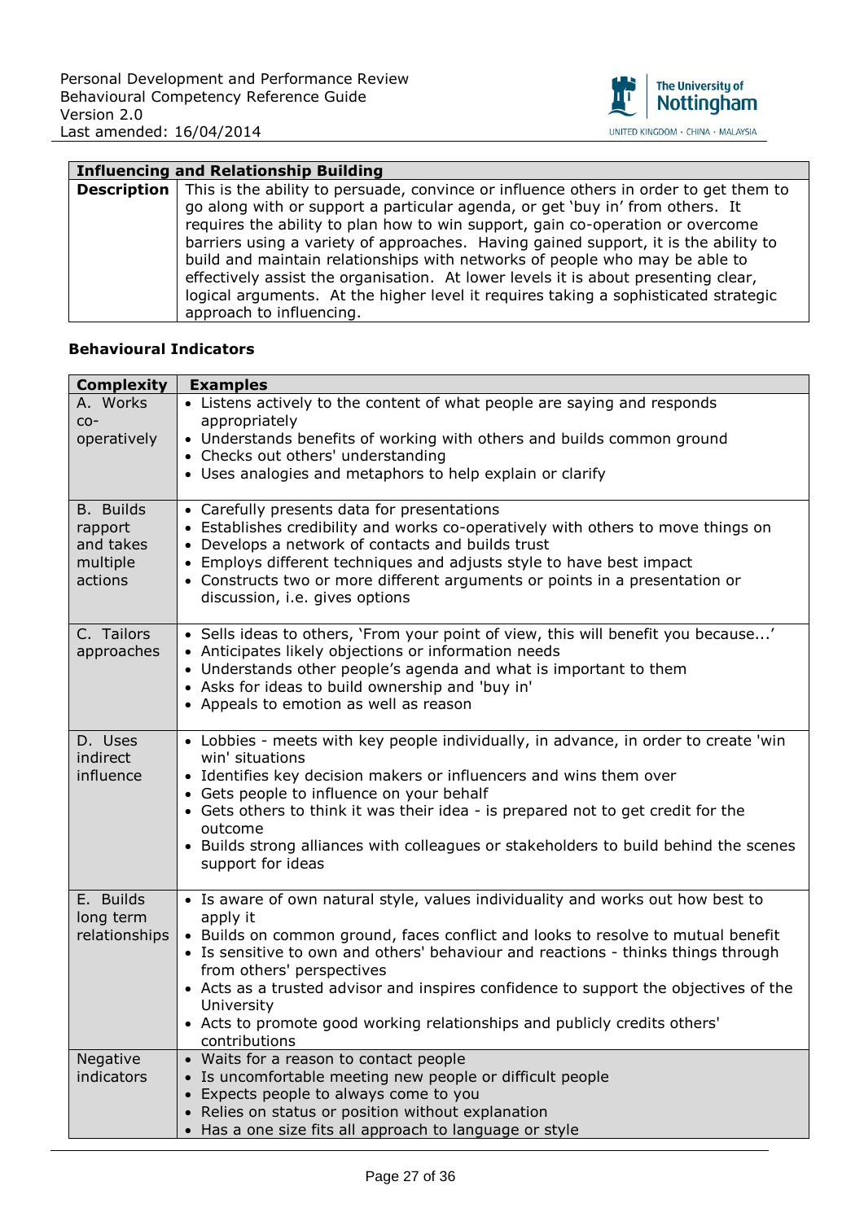| Influencing and Relationship Building | |
|---|---|
| **Description** | This is the ability to persuade, convince or influence others in order to get them to go along with or support a particular agenda, or get 'buy in' from others. It requires the ability to plan how to win support, gain co-operation or overcome barriers using a variety of approaches. Having gained support, it is the ability to build and maintain relationships with networks of people who may be able to effectively assist the organisation. At lower levels it is about presenting clear, logical arguments. At the higher level it requires taking a sophisticated strategic approach to influencing. |

**Behavioural Indicators**

| Complexity | Examples |
|---|---|
| A. Works co-operatively | • Listens actively to the content of what people are saying and responds appropriately<br>• Understands benefits of working with others and builds common ground<br>• Checks out others' understanding<br>• Uses analogies and metaphors to help explain or clarify |
| B. Builds rapport and takes multiple actions | • Carefully presents data for presentations<br>• Establishes credibility and works co-operatively with others to move things on<br>• Develops a network of contacts and builds trust<br>• Employs different techniques and adjusts style to have best impact<br>• Constructs two or more different arguments or points in a presentation or discussion, i.e. gives options |
| C. Tailors approaches | • Sells ideas to others, 'From your point of view, this will benefit you because...'<br>• Anticipates likely objections or information needs<br>• Understands other people's agenda and what is important to them<br>• Asks for ideas to build ownership and 'buy in'<br>• Appeals to emotion as well as reason |
| D. Uses indirect influence | • Lobbies - meets with key people individually, in advance, in order to create 'win win' situations<br>• Identifies key decision makers or influencers and wins them over<br>• Gets people to influence on your behalf<br>• Gets others to think it was their idea - is prepared not to get credit for the outcome<br>• Builds strong alliances with colleagues or stakeholders to build behind the scenes support for ideas |
| E. Builds long term relationships | • Is aware of own natural style, values individuality and works out how best to apply it<br>• Builds on common ground, faces conflict and looks to resolve to mutual benefit<br>• Is sensitive to own and others' behaviour and reactions - thinks things through from others' perspectives<br>• Acts as a trusted advisor and inspires confidence to support the objectives of the University<br>• Acts to promote good working relationships and publicly credits others' contributions |
| Negative indicators | • Waits for a reason to contact people<br>• Is uncomfortable meeting new people or difficult people<br>• Expects people to always come to you<br>• Relies on status or position without explanation<br>• Has a one size fits all approach to language or style |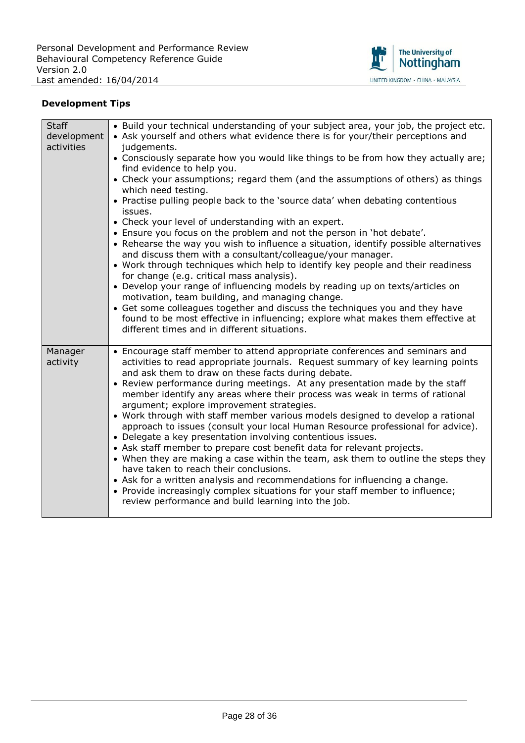**Development Tips**

| | |
|---|---|
| Staff development activities | • Build your technical understanding of your subject area, your job, the project etc.<br>• Ask yourself and others what evidence there is for your/their perceptions and judgements.<br>• Consciously separate how you would like things to be from how they actually are; find evidence to help you.<br>• Check your assumptions; regard them (and the assumptions of others) as things which need testing.<br>• Practise pulling people back to the 'source data' when debating contentious issues.<br>• Check your level of understanding with an expert.<br>• Ensure you focus on the problem and not the person in 'hot debate'.<br>• Rehearse the way you wish to influence a situation, identify possible alternatives and discuss them with a consultant/colleague/your manager.<br>• Work through techniques which help to identify key people and their readiness for change (e.g. critical mass analysis).<br>• Develop your range of influencing models by reading up on texts/articles on motivation, team building, and managing change.<br>• Get some colleagues together and discuss the techniques you and they have found to be most effective in influencing; explore what makes them effective at different times and in different situations. |
| Manager activity | • Encourage staff member to attend appropriate conferences and seminars and activities to read appropriate journals. Request summary of key learning points and ask them to draw on these facts during debate.<br>• Review performance during meetings. At any presentation made by the staff member identify any areas where their process was weak in terms of rational argument; explore improvement strategies.<br>• Work through with staff member various models designed to develop a rational approach to issues (consult your local Human Resource professional for advice).<br>• Delegate a key presentation involving contentious issues.<br>• Ask staff member to prepare cost benefit data for relevant projects.<br>• When they are making a case within the team, ask them to outline the steps they have taken to reach their conclusions.<br>• Ask for a written analysis and recommendations for influencing a change.<br>• Provide increasingly complex situations for your staff member to influence; review performance and build learning into the job. |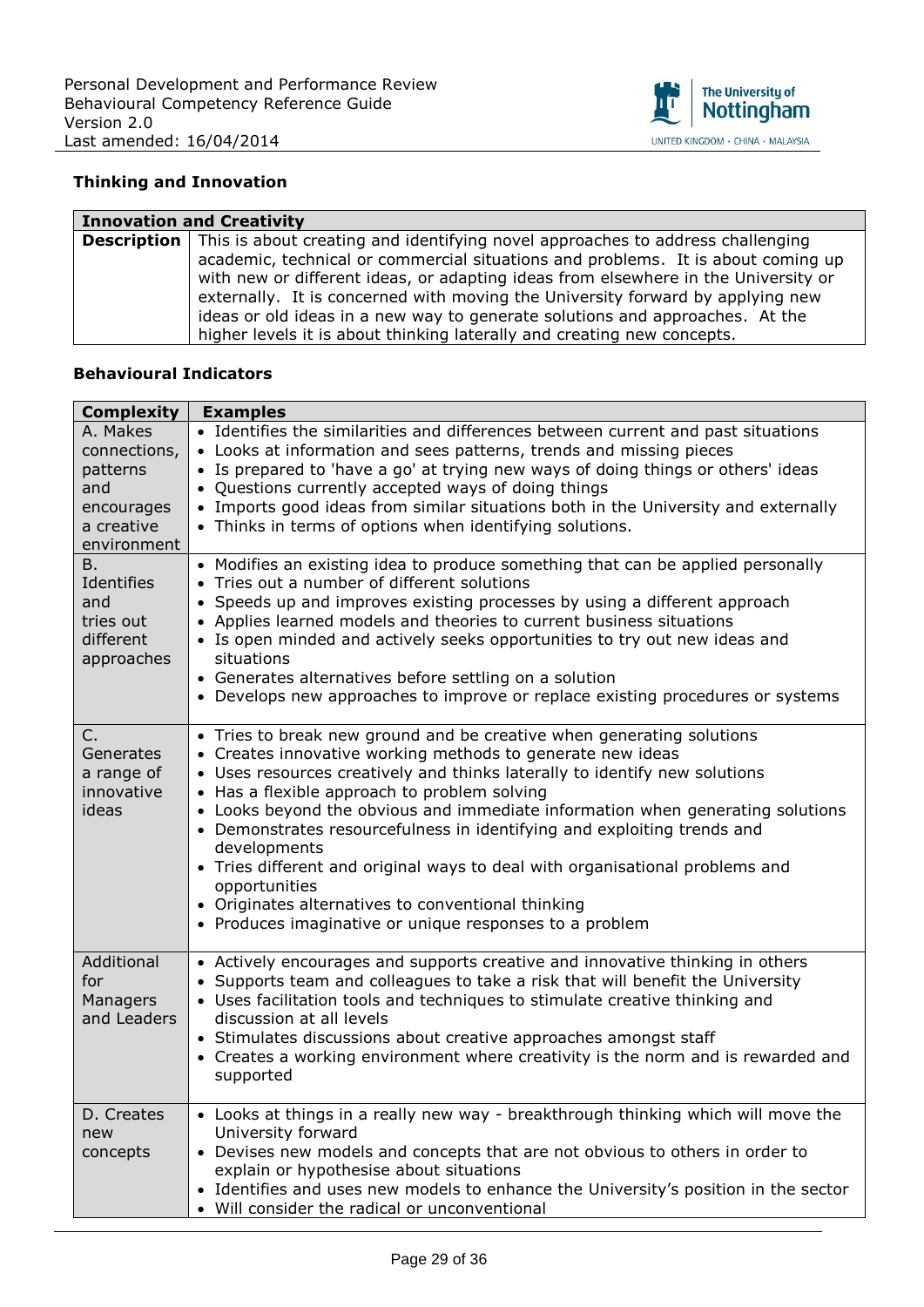### Thinking and Innovation

| Innovation and Creativity | |
|---|---|
| **Description** | This is about creating and identifying novel approaches to address challenging academic, technical or commercial situations and problems. It is about coming up with new or different ideas, or adapting ideas from elsewhere in the University or externally. It is concerned with moving the University forward by applying new ideas or old ideas in a new way to generate solutions and approaches. At the higher levels it is about thinking laterally and creating new concepts. |

### Behavioural Indicators

| Complexity | Examples |
|---|---|
| A. Makes connections, patterns and encourages a creative environment | • Identifies the similarities and differences between current and past situations<br>• Looks at information and sees patterns, trends and missing pieces<br>• Is prepared to 'have a go' at trying new ways of doing things or others' ideas<br>• Questions currently accepted ways of doing things<br>• Imports good ideas from similar situations both in the University and externally<br>• Thinks in terms of options when identifying solutions. |
| B. Identifies and tries out different approaches | • Modifies an existing idea to produce something that can be applied personally<br>• Tries out a number of different solutions<br>• Speeds up and improves existing processes by using a different approach<br>• Applies learned models and theories to current business situations<br>• Is open minded and actively seeks opportunities to try out new ideas and situations<br>• Generates alternatives before settling on a solution<br>• Develops new approaches to improve or replace existing procedures or systems |
| C. Generates a range of innovative ideas | • Tries to break new ground and be creative when generating solutions<br>• Creates innovative working methods to generate new ideas<br>• Uses resources creatively and thinks laterally to identify new solutions<br>• Has a flexible approach to problem solving<br>• Looks beyond the obvious and immediate information when generating solutions<br>• Demonstrates resourcefulness in identifying and exploiting trends and developments<br>• Tries different and original ways to deal with organisational problems and opportunities<br>• Originates alternatives to conventional thinking<br>• Produces imaginative or unique responses to a problem |
| Additional for Managers and Leaders | • Actively encourages and supports creative and innovative thinking in others<br>• Supports team and colleagues to take a risk that will benefit the University<br>• Uses facilitation tools and techniques to stimulate creative thinking and discussion at all levels<br>• Stimulates discussions about creative approaches amongst staff<br>• Creates a working environment where creativity is the norm and is rewarded and supported |
| D. Creates new concepts | • Looks at things in a really new way - breakthrough thinking which will move the University forward<br>• Devises new models and concepts that are not obvious to others in order to explain or hypothesise about situations<br>• Identifies and uses new models to enhance the University's position in the sector<br>• Will consider the radical or unconventional |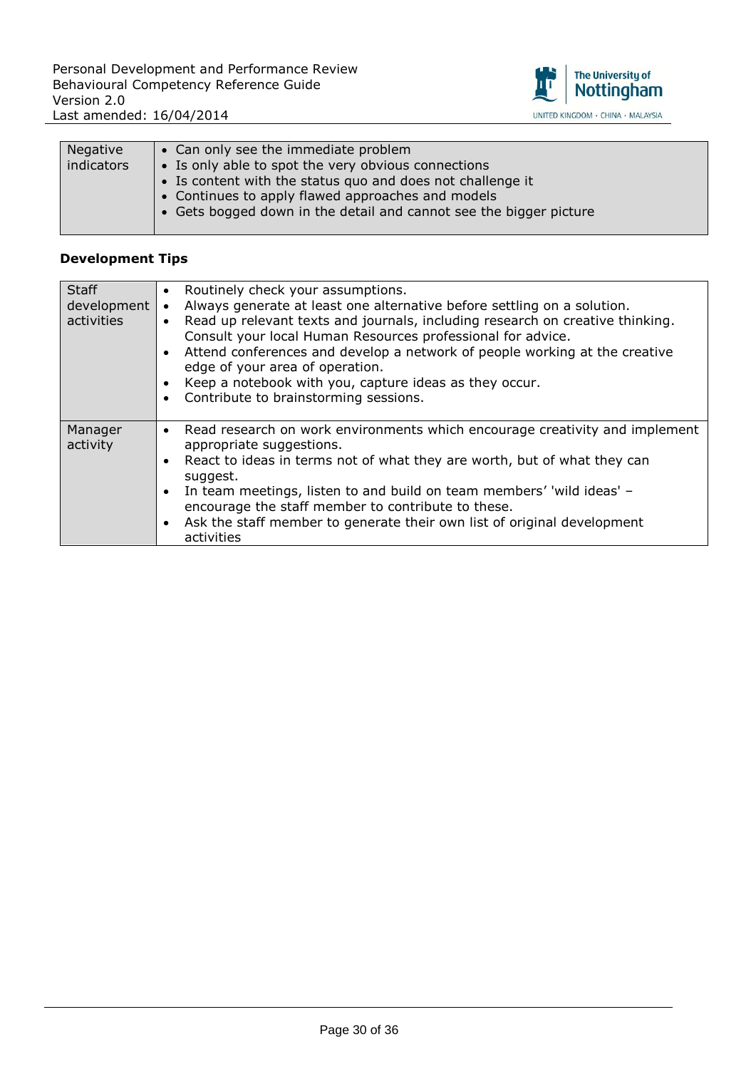| Negative indicators | • Can only see the immediate problem<br>• Is only able to spot the very obvious connections<br>• Is content with the status quo and does not challenge it<br>• Continues to apply flawed approaches and models<br>• Gets bogged down in the detail and cannot see the bigger picture |
|---|---|

**Development Tips**

| Staff development activities | • Routinely check your assumptions.<br>• Always generate at least one alternative before settling on a solution.<br>• Read up relevant texts and journals, including research on creative thinking. Consult your local Human Resources professional for advice.<br>• Attend conferences and develop a network of people working at the creative edge of your area of operation.<br>• Keep a notebook with you, capture ideas as they occur.<br>• Contribute to brainstorming sessions. |
|---|---|
| Manager activity | • Read research on work environments which encourage creativity and implement appropriate suggestions.<br>• React to ideas in terms not of what they are worth, but of what they can suggest.<br>• In team meetings, listen to and build on team members' 'wild ideas' – encourage the staff member to contribute to these.<br>• Ask the staff member to generate their own list of original development activities |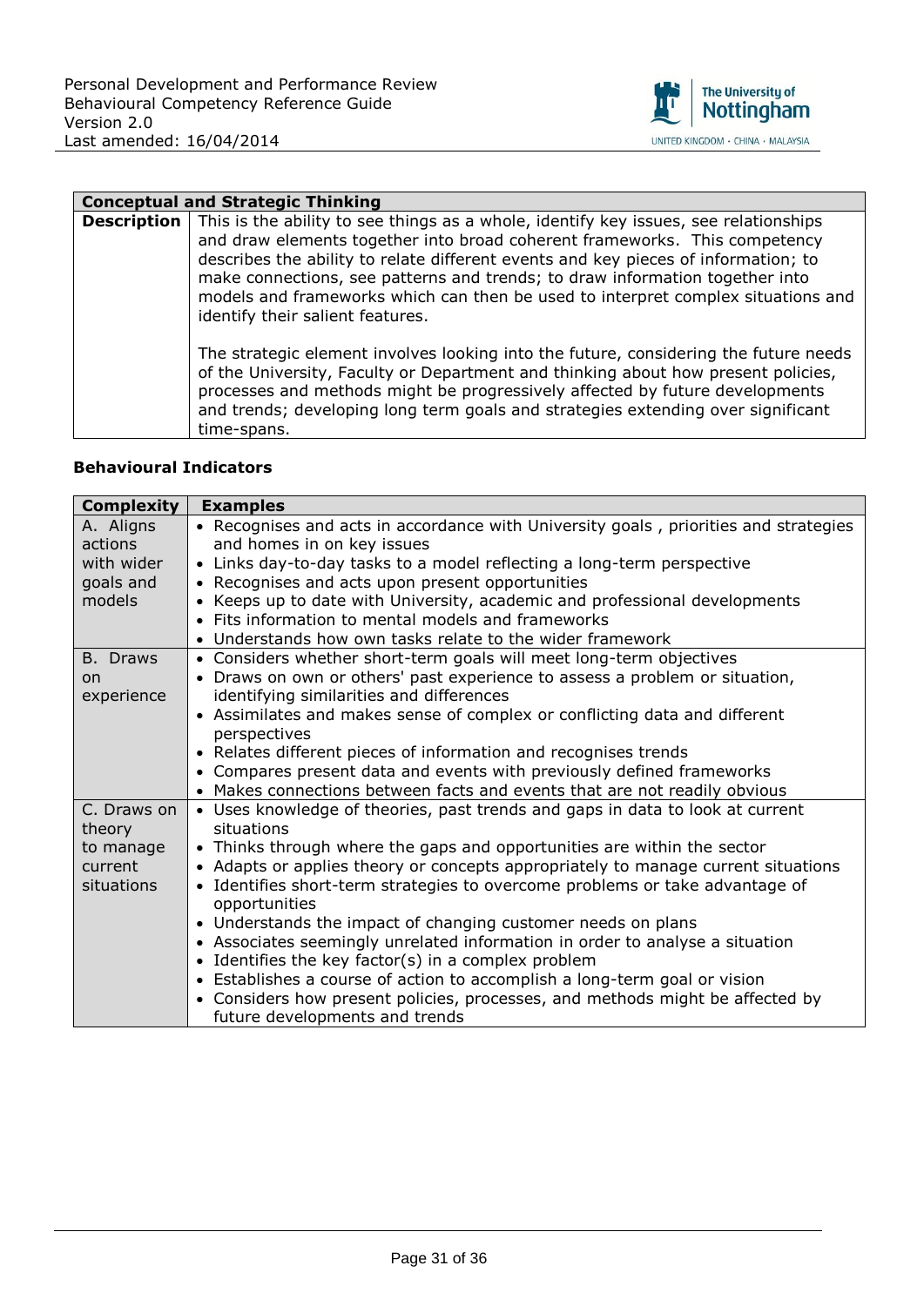| Conceptual and Strategic Thinking | |
| --- | --- |
| **Description** | This is the ability to see things as a whole, identify key issues, see relationships and draw elements together into broad coherent frameworks. This competency describes the ability to relate different events and key pieces of information; to make connections, see patterns and trends; to draw information together into models and frameworks which can then be used to interpret complex situations and identify their salient features.<br><br>The strategic element involves looking into the future, considering the future needs of the University, Faculty or Department and thinking about how present policies, processes and methods might be progressively affected by future developments and trends; developing long term goals and strategies extending over significant time-spans. |

**Behavioural Indicators**

| Complexity | Examples |
| --- | --- |
| A. Aligns actions with wider goals and models | • Recognises and acts in accordance with University goals , priorities and strategies and homes in on key issues<br>• Links day-to-day tasks to a model reflecting a long-term perspective<br>• Recognises and acts upon present opportunities<br>• Keeps up to date with University, academic and professional developments<br>• Fits information to mental models and frameworks<br>• Understands how own tasks relate to the wider framework |
| B. Draws on experience | • Considers whether short-term goals will meet long-term objectives<br>• Draws on own or others' past experience to assess a problem or situation, identifying similarities and differences<br>• Assimilates and makes sense of complex or conflicting data and different perspectives<br>• Relates different pieces of information and recognises trends<br>• Compares present data and events with previously defined frameworks<br>• Makes connections between facts and events that are not readily obvious |
| C. Draws on theory to manage current situations | • Uses knowledge of theories, past trends and gaps in data to look at current situations<br>• Thinks through where the gaps and opportunities are within the sector<br>• Adapts or applies theory or concepts appropriately to manage current situations<br>• Identifies short-term strategies to overcome problems or take advantage of opportunities<br>• Understands the impact of changing customer needs on plans<br>• Associates seemingly unrelated information in order to analyse a situation<br>• Identifies the key factor(s) in a complex problem<br>• Establishes a course of action to accomplish a long-term goal or vision<br>• Considers how present policies, processes, and methods might be affected by future developments and trends |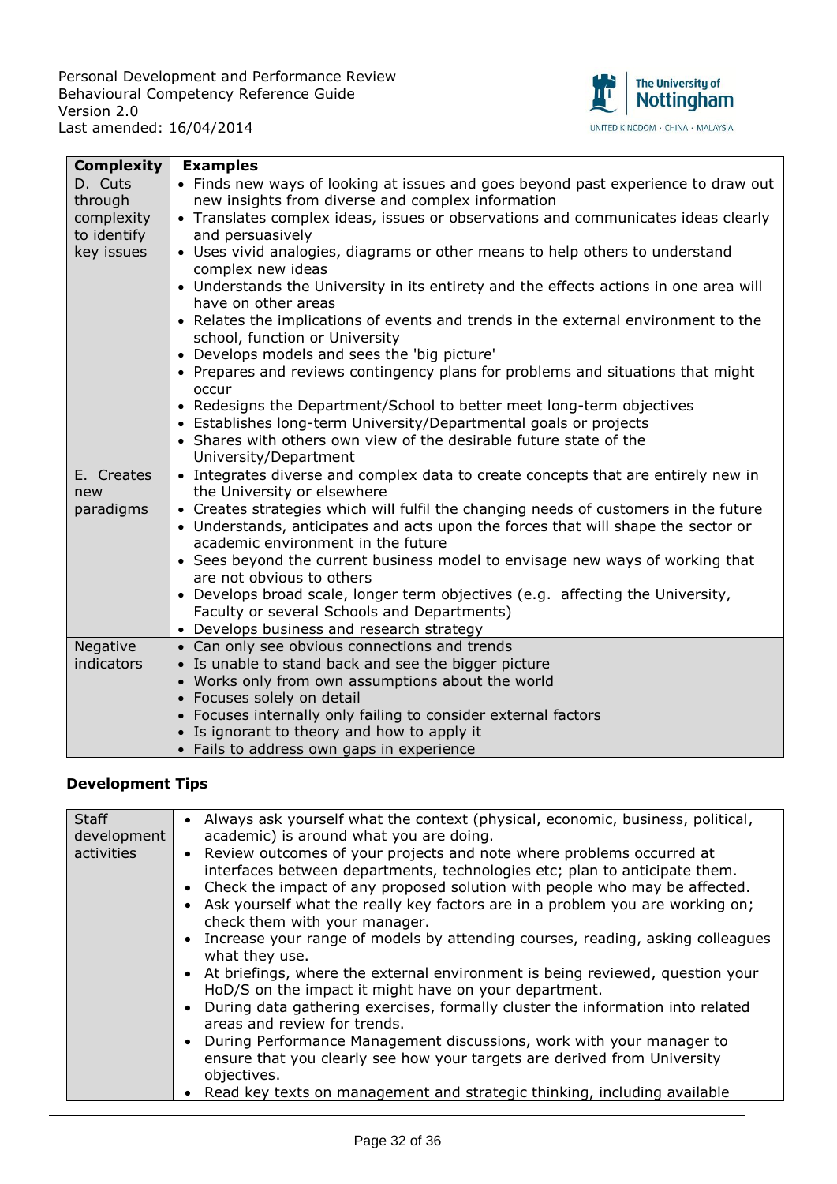| Complexity | Examples |
|---|---|
| D. Cuts through complexity to identify key issues | • Finds new ways of looking at issues and goes beyond past experience to draw out new insights from diverse and complex information<br>• Translates complex ideas, issues or observations and communicates ideas clearly and persuasively<br>• Uses vivid analogies, diagrams or other means to help others to understand complex new ideas<br>• Understands the University in its entirety and the effects actions in one area will have on other areas<br>• Relates the implications of events and trends in the external environment to the school, function or University<br>• Develops models and sees the 'big picture'<br>• Prepares and reviews contingency plans for problems and situations that might occur<br>• Redesigns the Department/School to better meet long-term objectives<br>• Establishes long-term University/Departmental goals or projects<br>• Shares with others own view of the desirable future state of the University/Department |
| E. Creates new paradigms | • Integrates diverse and complex data to create concepts that are entirely new in the University or elsewhere<br>• Creates strategies which will fulfil the changing needs of customers in the future<br>• Understands, anticipates and acts upon the forces that will shape the sector or academic environment in the future<br>• Sees beyond the current business model to envisage new ways of working that are not obvious to others<br>• Develops broad scale, longer term objectives (e.g. affecting the University, Faculty or several Schools and Departments)<br>• Develops business and research strategy |
| Negative indicators | • Can only see obvious connections and trends<br>• Is unable to stand back and see the bigger picture<br>• Works only from own assumptions about the world<br>• Focuses solely on detail<br>• Focuses internally only failing to consider external factors<br>• Is ignorant to theory and how to apply it<br>• Fails to address own gaps in experience |

**Development Tips**

| Staff development activities | • Always ask yourself what the context (physical, economic, business, political, academic) is around what you are doing.<br>• Review outcomes of your projects and note where problems occurred at interfaces between departments, technologies etc; plan to anticipate them.<br>• Check the impact of any proposed solution with people who may be affected.<br>• Ask yourself what the really key factors are in a problem you are working on; check them with your manager.<br>• Increase your range of models by attending courses, reading, asking colleagues what they use.<br>• At briefings, where the external environment is being reviewed, question your HoD/S on the impact it might have on your department.<br>• During data gathering exercises, formally cluster the information into related areas and review for trends.<br>• During Performance Management discussions, work with your manager to ensure that you clearly see how your targets are derived from University objectives.<br>• Read key texts on management and strategic thinking, including available |
|---|---|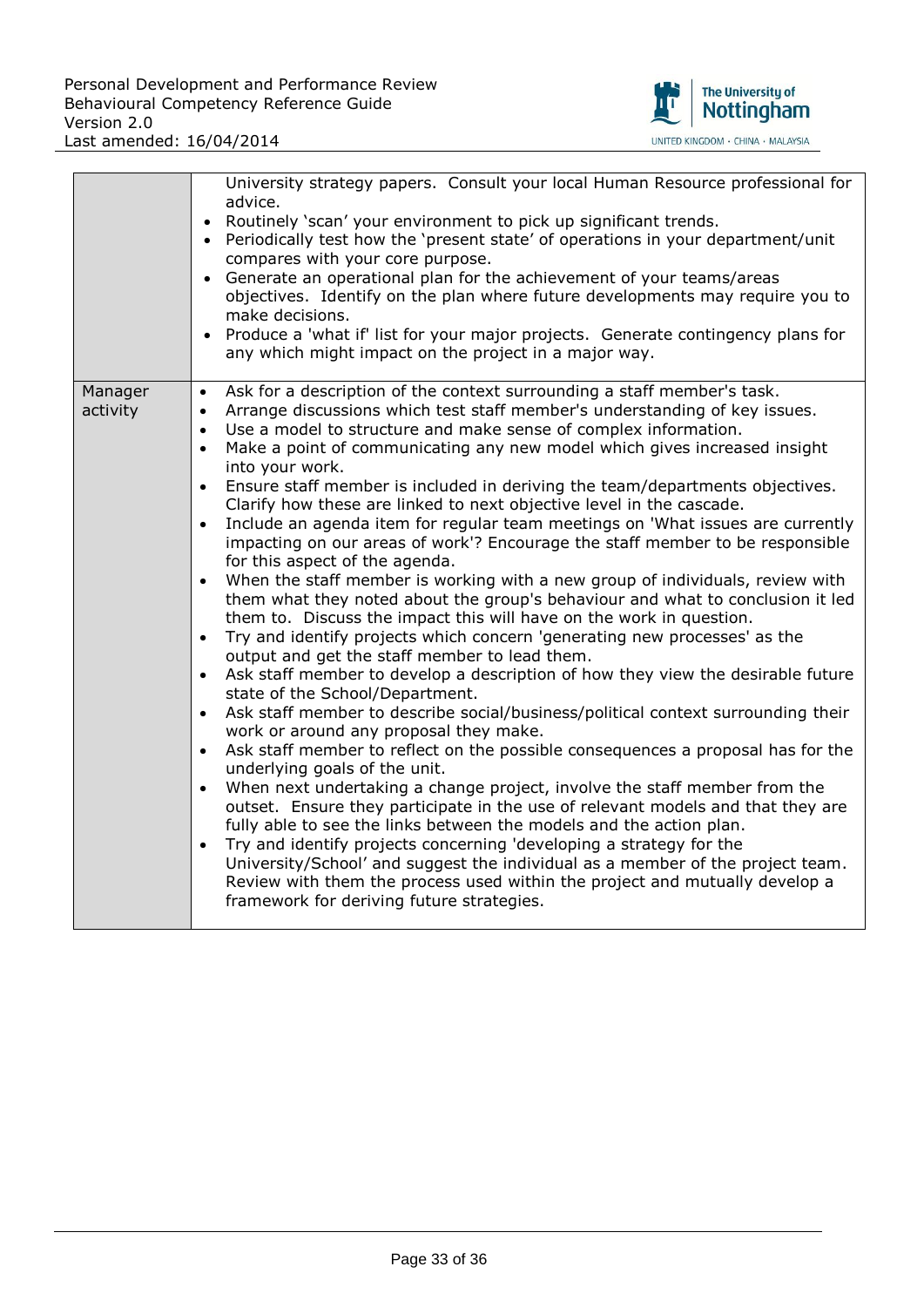| | |
|---|---|
| | University strategy papers. Consult your local Human Resource professional for advice.<br>• Routinely 'scan' your environment to pick up significant trends.<br>• Periodically test how the 'present state' of operations in your department/unit compares with your core purpose.<br>• Generate an operational plan for the achievement of your teams/areas objectives. Identify on the plan where future developments may require you to make decisions.<br>• Produce a 'what if' list for your major projects. Generate contingency plans for any which might impact on the project in a major way. |
| Manager activity | • Ask for a description of the context surrounding a staff member's task.<br>• Arrange discussions which test staff member's understanding of key issues.<br>• Use a model to structure and make sense of complex information.<br>• Make a point of communicating any new model which gives increased insight into your work.<br>• Ensure staff member is included in deriving the team/departments objectives. Clarify how these are linked to next objective level in the cascade.<br>• Include an agenda item for regular team meetings on 'What issues are currently impacting on our areas of work'? Encourage the staff member to be responsible for this aspect of the agenda.<br>• When the staff member is working with a new group of individuals, review with them what they noted about the group's behaviour and what to conclusion it led them to. Discuss the impact this will have on the work in question.<br>• Try and identify projects which concern 'generating new processes' as the output and get the staff member to lead them.<br>• Ask staff member to develop a description of how they view the desirable future state of the School/Department.<br>• Ask staff member to describe social/business/political context surrounding their work or around any proposal they make.<br>• Ask staff member to reflect on the possible consequences a proposal has for the underlying goals of the unit.<br>• When next undertaking a change project, involve the staff member from the outset. Ensure they participate in the use of relevant models and that they are fully able to see the links between the models and the action plan.<br>• Try and identify projects concerning 'developing a strategy for the University/School' and suggest the individual as a member of the project team. Review with them the process used within the project and mutually develop a framework for deriving future strategies. |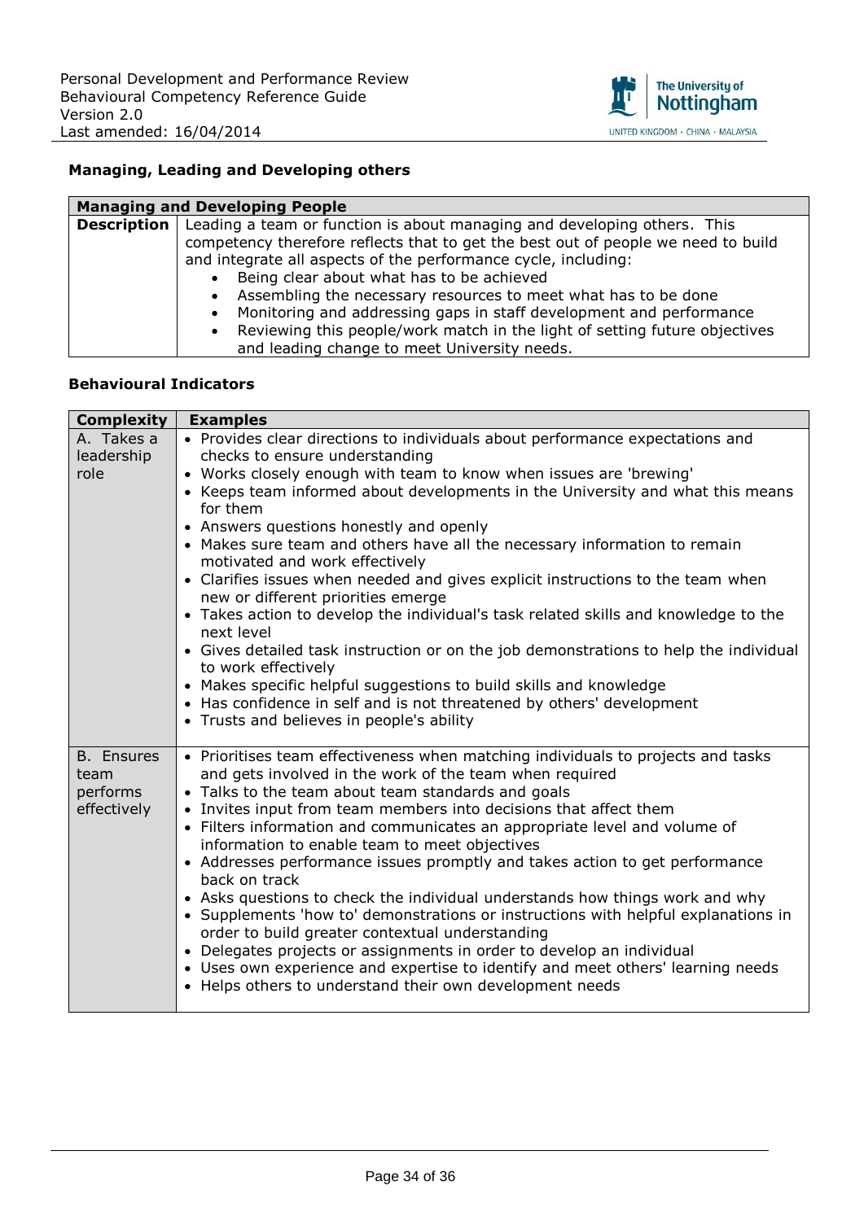## Managing, Leading and Developing others

| Managing and Developing People | |
|---|---|
| **Description** | Leading a team or function is about managing and developing others. This competency therefore reflects that to get the best out of people we need to build and integrate all aspects of the performance cycle, including:<br>• Being clear about what has to be achieved<br>• Assembling the necessary resources to meet what has to be done<br>• Monitoring and addressing gaps in staff development and performance<br>• Reviewing this people/work match in the light of setting future objectives and leading change to meet University needs. |

### Behavioural Indicators

| Complexity | Examples |
|---|---|
| A. Takes a leadership role | • Provides clear directions to individuals about performance expectations and checks to ensure understanding<br>• Works closely enough with team to know when issues are 'brewing'<br>• Keeps team informed about developments in the University and what this means for them<br>• Answers questions honestly and openly<br>• Makes sure team and others have all the necessary information to remain motivated and work effectively<br>• Clarifies issues when needed and gives explicit instructions to the team when new or different priorities emerge<br>• Takes action to develop the individual's task related skills and knowledge to the next level<br>• Gives detailed task instruction or on the job demonstrations to help the individual to work effectively<br>• Makes specific helpful suggestions to build skills and knowledge<br>• Has confidence in self and is not threatened by others' development<br>• Trusts and believes in people's ability |
| B. Ensures team performs effectively | • Prioritises team effectiveness when matching individuals to projects and tasks and gets involved in the work of the team when required<br>• Talks to the team about team standards and goals<br>• Invites input from team members into decisions that affect them<br>• Filters information and communicates an appropriate level and volume of information to enable team to meet objectives<br>• Addresses performance issues promptly and takes action to get performance back on track<br>• Asks questions to check the individual understands how things work and why<br>• Supplements 'how to' demonstrations or instructions with helpful explanations in order to build greater contextual understanding<br>• Delegates projects or assignments in order to develop an individual<br>• Uses own experience and expertise to identify and meet others' learning needs<br>• Helps others to understand their own development needs |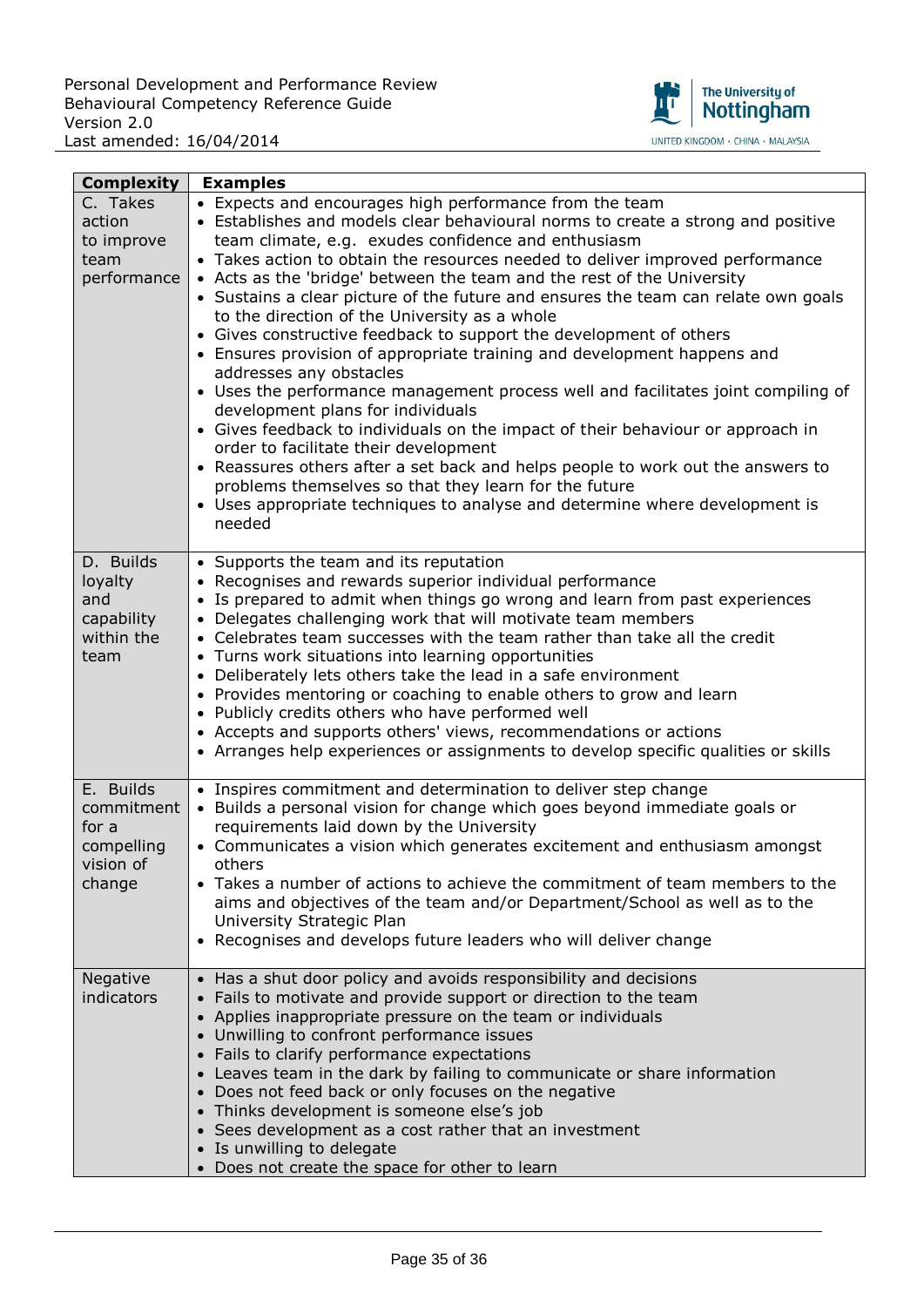| Complexity | Examples |
|---|---|
| C. Takes action to improve team performance | • Expects and encourages high performance from the team<br>• Establishes and models clear behavioural norms to create a strong and positive team climate, e.g. exudes confidence and enthusiasm<br>• Takes action to obtain the resources needed to deliver improved performance<br>• Acts as the 'bridge' between the team and the rest of the University<br>• Sustains a clear picture of the future and ensures the team can relate own goals to the direction of the University as a whole<br>• Gives constructive feedback to support the development of others<br>• Ensures provision of appropriate training and development happens and addresses any obstacles<br>• Uses the performance management process well and facilitates joint compiling of development plans for individuals<br>• Gives feedback to individuals on the impact of their behaviour or approach in order to facilitate their development<br>• Reassures others after a set back and helps people to work out the answers to problems themselves so that they learn for the future<br>• Uses appropriate techniques to analyse and determine where development is needed |
| D. Builds loyalty and capability within the team | • Supports the team and its reputation<br>• Recognises and rewards superior individual performance<br>• Is prepared to admit when things go wrong and learn from past experiences<br>• Delegates challenging work that will motivate team members<br>• Celebrates team successes with the team rather than take all the credit<br>• Turns work situations into learning opportunities<br>• Deliberately lets others take the lead in a safe environment<br>• Provides mentoring or coaching to enable others to grow and learn<br>• Publicly credits others who have performed well<br>• Accepts and supports others' views, recommendations or actions<br>• Arranges help experiences or assignments to develop specific qualities or skills |
| E. Builds commitment for a compelling vision of change | • Inspires commitment and determination to deliver step change<br>• Builds a personal vision for change which goes beyond immediate goals or requirements laid down by the University<br>• Communicates a vision which generates excitement and enthusiasm amongst others<br>• Takes a number of actions to achieve the commitment of team members to the aims and objectives of the team and/or Department/School as well as to the University Strategic Plan<br>• Recognises and develops future leaders who will deliver change |
| Negative indicators | • Has a shut door policy and avoids responsibility and decisions<br>• Fails to motivate and provide support or direction to the team<br>• Applies inappropriate pressure on the team or individuals<br>• Unwilling to confront performance issues<br>• Fails to clarify performance expectations<br>• Leaves team in the dark by failing to communicate or share information<br>• Does not feed back or only focuses on the negative<br>• Thinks development is someone else's job<br>• Sees development as a cost rather that an investment<br>• Is unwilling to delegate<br>• Does not create the space for other to learn |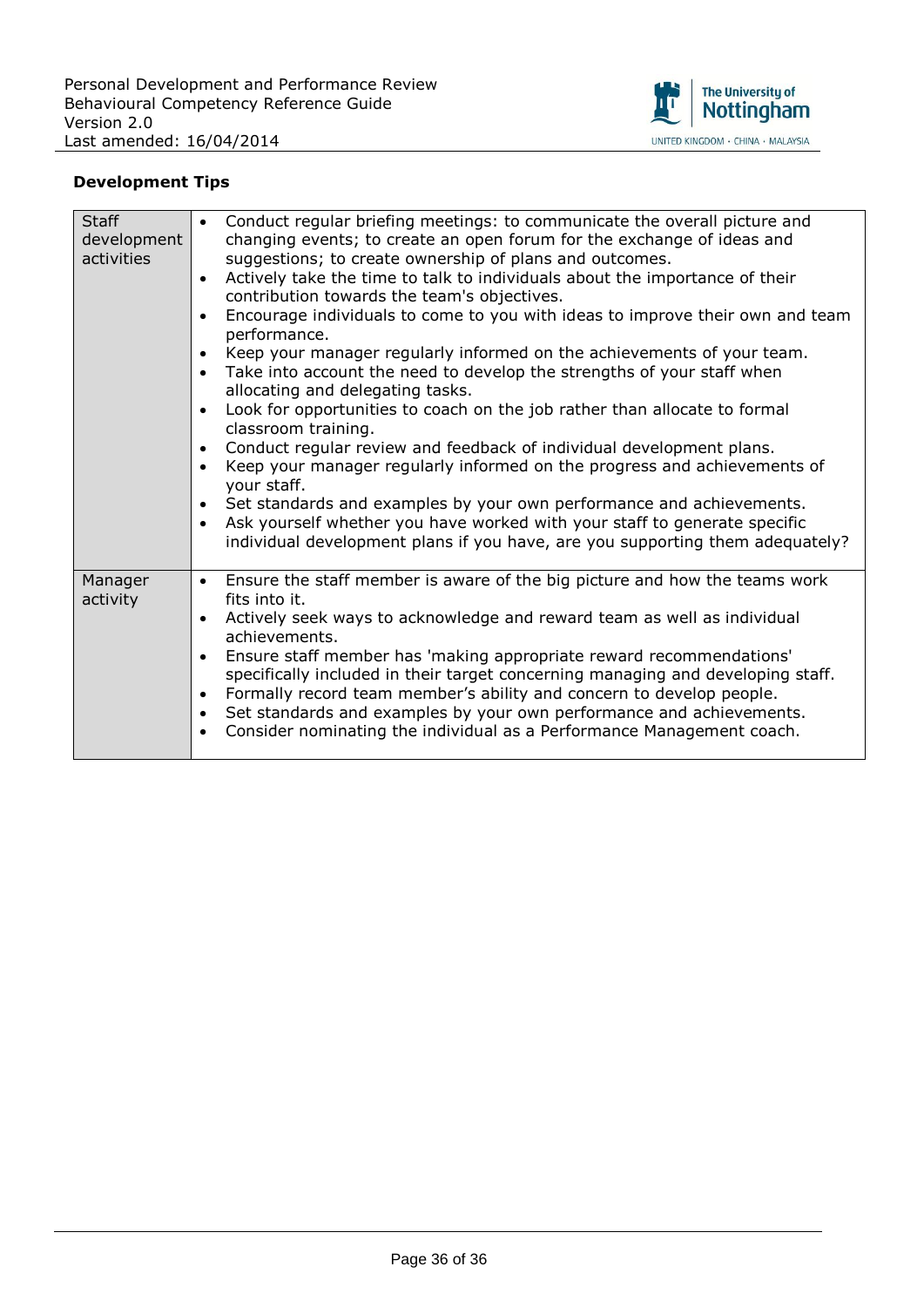**Development Tips**

| | |
|---|---|
| Staff development activities | • Conduct regular briefing meetings: to communicate the overall picture and changing events; to create an open forum for the exchange of ideas and suggestions; to create ownership of plans and outcomes.<br>• Actively take the time to talk to individuals about the importance of their contribution towards the team's objectives.<br>• Encourage individuals to come to you with ideas to improve their own and team performance.<br>• Keep your manager regularly informed on the achievements of your team.<br>• Take into account the need to develop the strengths of your staff when allocating and delegating tasks.<br>• Look for opportunities to coach on the job rather than allocate to formal classroom training.<br>• Conduct regular review and feedback of individual development plans.<br>• Keep your manager regularly informed on the progress and achievements of your staff.<br>• Set standards and examples by your own performance and achievements.<br>• Ask yourself whether you have worked with your staff to generate specific individual development plans if you have, are you supporting them adequately? |
| Manager activity | • Ensure the staff member is aware of the big picture and how the teams work fits into it.<br>• Actively seek ways to acknowledge and reward team as well as individual achievements.<br>• Ensure staff member has 'making appropriate reward recommendations' specifically included in their target concerning managing and developing staff.<br>• Formally record team member's ability and concern to develop people.<br>• Set standards and examples by your own performance and achievements.<br>• Consider nominating the individual as a Performance Management coach. |